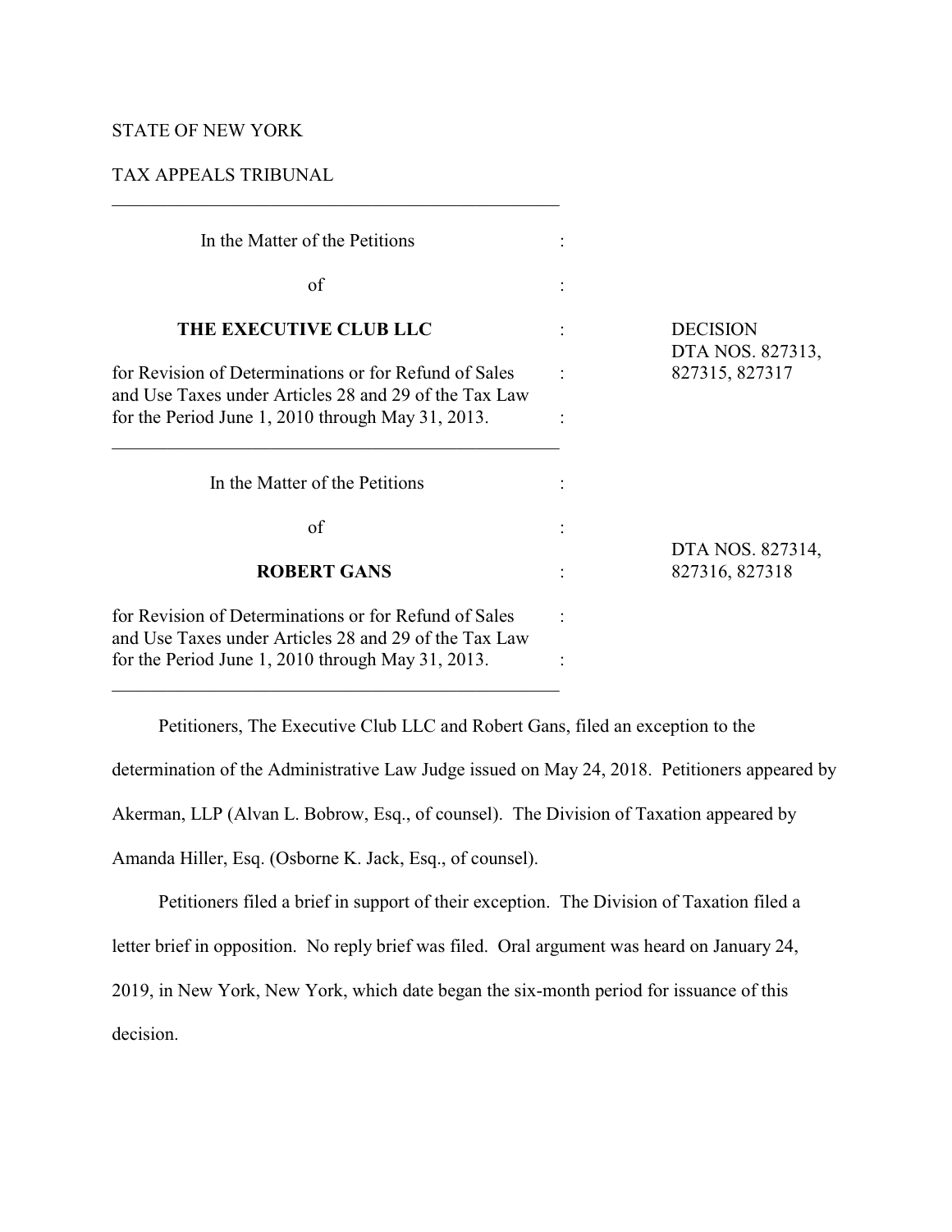STATE OF NEW YORK

TAX APPEALS TRIBUNAL

---

| | | |
|---|---|---|
| In the Matter of the Petitions | : | |
| of | : | |
| **THE EXECUTIVE CLUB LLC** | : | DECISION<br>DTA NOS. 827313,<br>827315, 827317 |
| for Revision of Determinations or for Refund of Sales and Use Taxes under Articles 28 and 29 of the Tax Law for the Period June 1, 2010 through May 31, 2013. | : | |
| In the Matter of the Petitions | : | |
| of | : | |
| **ROBERT GANS** | : | DTA NOS. 827314,<br>827316, 827318 |
| for Revision of Determinations or for Refund of Sales and Use Taxes under Articles 28 and 29 of the Tax Law for the Period June 1, 2010 through May 31, 2013. | : | |

---

Petitioners, The Executive Club LLC and Robert Gans, filed an exception to the determination of the Administrative Law Judge issued on May 24, 2018. Petitioners appeared by Akerman, LLP (Alvan L. Bobrow, Esq., of counsel). The Division of Taxation appeared by Amanda Hiller, Esq. (Osborne K. Jack, Esq., of counsel).

Petitioners filed a brief in support of their exception. The Division of Taxation filed a letter brief in opposition. No reply brief was filed. Oral argument was heard on January 24, 2019, in New York, New York, which date began the six-month period for issuance of this decision.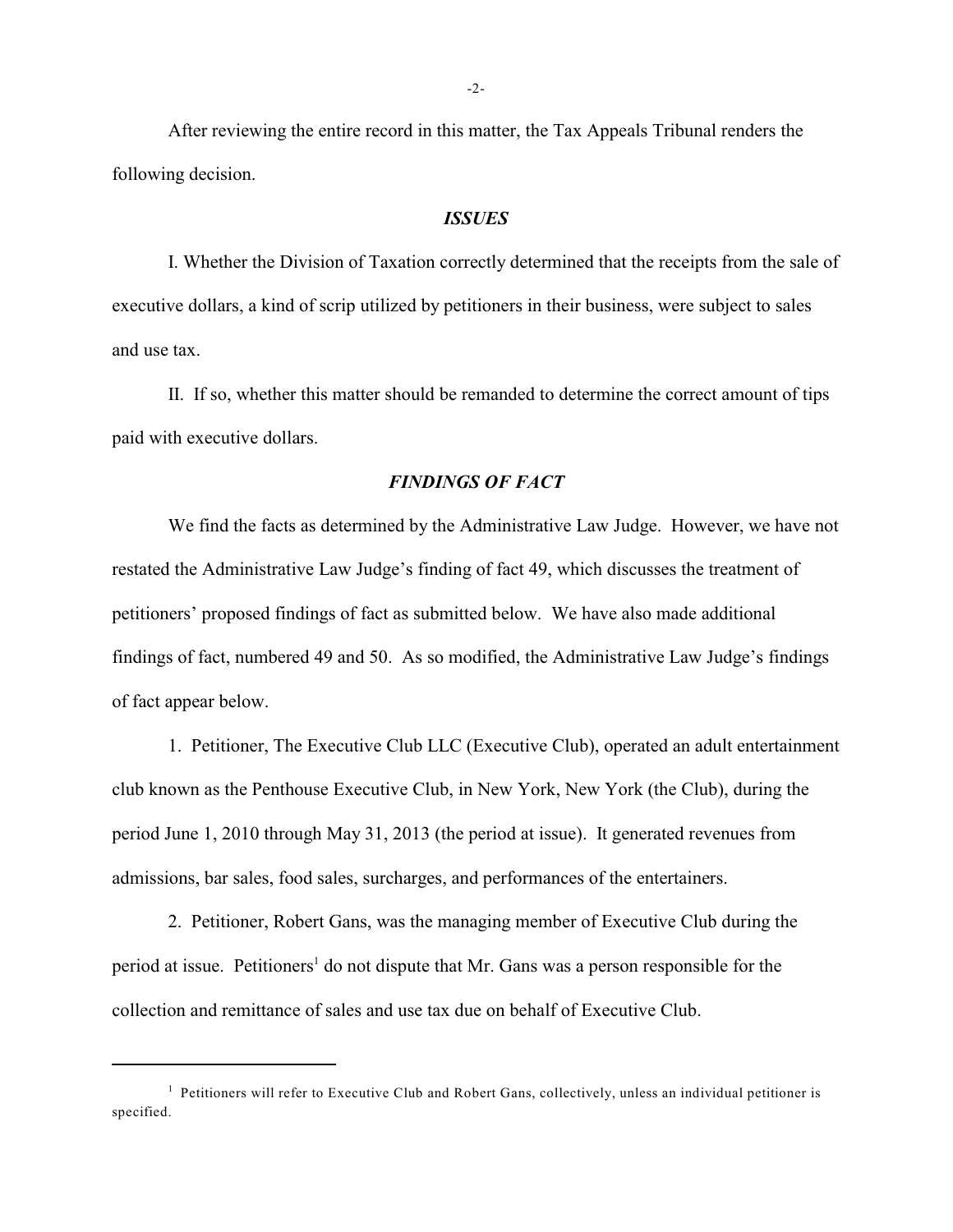After reviewing the entire record in this matter, the Tax Appeals Tribunal renders the following decision.

## *ISSUES*

I. Whether the Division of Taxation correctly determined that the receipts from the sale of executive dollars, a kind of scrip utilized by petitioners in their business, were subject to sales and use tax.

II. If so, whether this matter should be remanded to determine the correct amount of tips paid with executive dollars.

## *FINDINGS OF FACT*

We find the facts as determined by the Administrative Law Judge. However, we have not restated the Administrative Law Judge's finding of fact 49, which discusses the treatment of petitioners' proposed findings of fact as submitted below. We have also made additional findings of fact, numbered 49 and 50. As so modified, the Administrative Law Judge's findings of fact appear below.

1. Petitioner, The Executive Club LLC (Executive Club), operated an adult entertainment club known as the Penthouse Executive Club, in New York, New York (the Club), during the period June 1, 2010 through May 31, 2013 (the period at issue). It generated revenues from admissions, bar sales, food sales, surcharges, and performances of the entertainers.

2. Petitioner, Robert Gans, was the managing member of Executive Club during the period at issue. Petitioners[1] do not dispute that Mr. Gans was a person responsible for the collection and remittance of sales and use tax due on behalf of Executive Club.

---

[1] Petitioners will refer to Executive Club and Robert Gans, collectively, unless an individual petitioner is specified.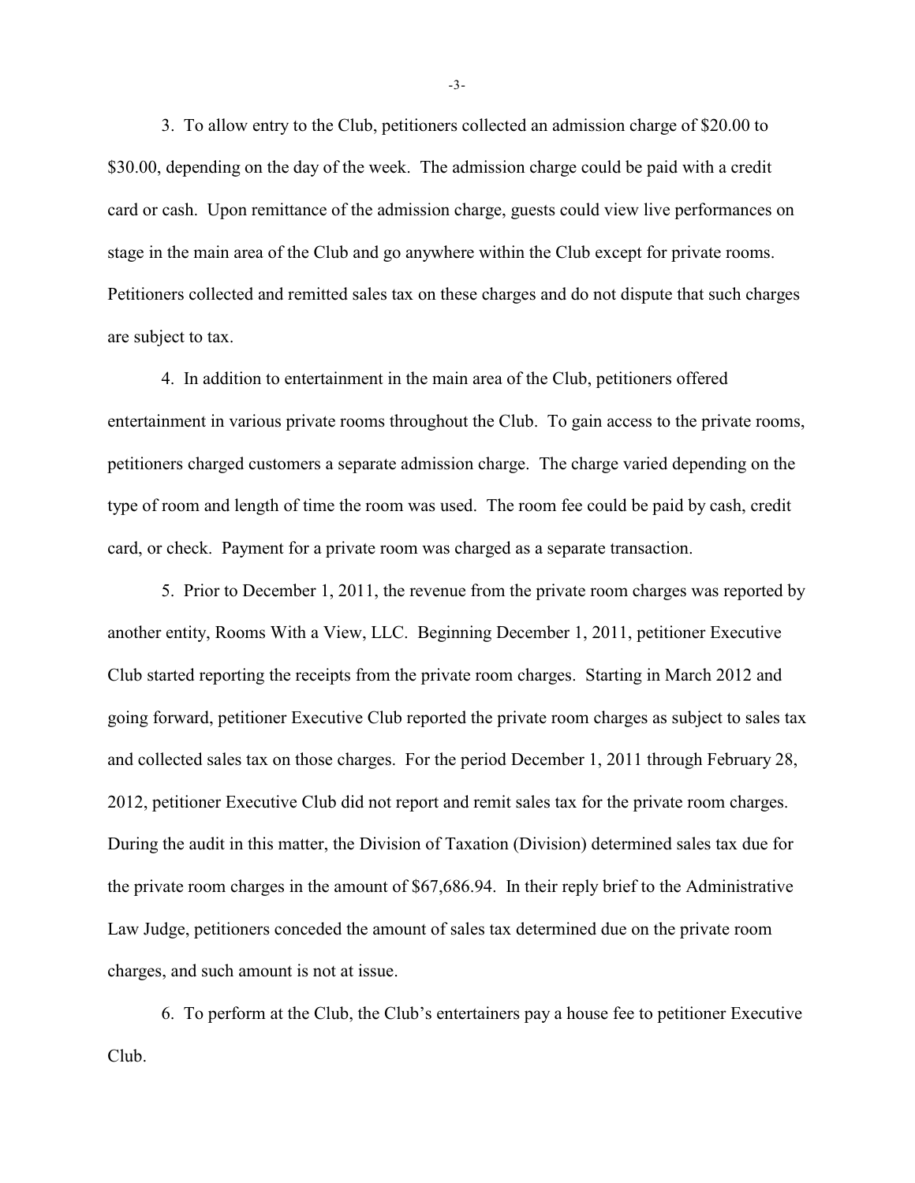3. To allow entry to the Club, petitioners collected an admission charge of $20.00 to $30.00, depending on the day of the week. The admission charge could be paid with a credit card or cash. Upon remittance of the admission charge, guests could view live performances on stage in the main area of the Club and go anywhere within the Club except for private rooms. Petitioners collected and remitted sales tax on these charges and do not dispute that such charges are subject to tax.

4. In addition to entertainment in the main area of the Club, petitioners offered entertainment in various private rooms throughout the Club. To gain access to the private rooms, petitioners charged customers a separate admission charge. The charge varied depending on the type of room and length of time the room was used. The room fee could be paid by cash, credit card, or check. Payment for a private room was charged as a separate transaction.

5. Prior to December 1, 2011, the revenue from the private room charges was reported by another entity, Rooms With a View, LLC. Beginning December 1, 2011, petitioner Executive Club started reporting the receipts from the private room charges. Starting in March 2012 and going forward, petitioner Executive Club reported the private room charges as subject to sales tax and collected sales tax on those charges. For the period December 1, 2011 through February 28, 2012, petitioner Executive Club did not report and remit sales tax for the private room charges. During the audit in this matter, the Division of Taxation (Division) determined sales tax due for the private room charges in the amount of $67,686.94. In their reply brief to the Administrative Law Judge, petitioners conceded the amount of sales tax determined due on the private room charges, and such amount is not at issue.

6. To perform at the Club, the Club's entertainers pay a house fee to petitioner Executive Club.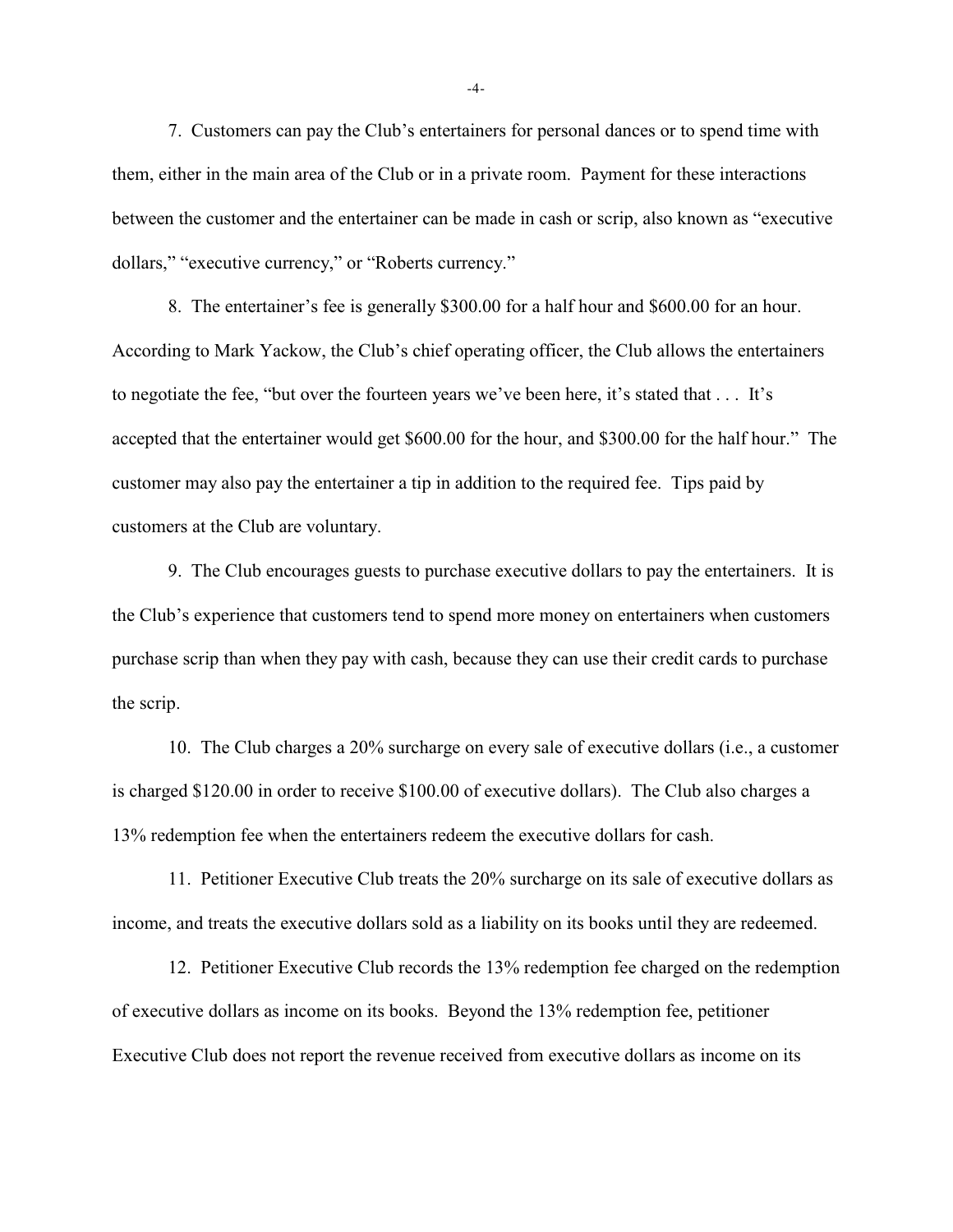7. Customers can pay the Club's entertainers for personal dances or to spend time with them, either in the main area of the Club or in a private room. Payment for these interactions between the customer and the entertainer can be made in cash or scrip, also known as "executive dollars," "executive currency," or "Roberts currency."

8. The entertainer's fee is generally $300.00 for a half hour and $600.00 for an hour. According to Mark Yackow, the Club's chief operating officer, the Club allows the entertainers to negotiate the fee, "but over the fourteen years we've been here, it's stated that . . . It's accepted that the entertainer would get $600.00 for the hour, and $300.00 for the half hour." The customer may also pay the entertainer a tip in addition to the required fee. Tips paid by customers at the Club are voluntary.

9. The Club encourages guests to purchase executive dollars to pay the entertainers. It is the Club's experience that customers tend to spend more money on entertainers when customers purchase scrip than when they pay with cash, because they can use their credit cards to purchase the scrip.

10. The Club charges a 20% surcharge on every sale of executive dollars (i.e., a customer is charged $120.00 in order to receive $100.00 of executive dollars). The Club also charges a 13% redemption fee when the entertainers redeem the executive dollars for cash.

11. Petitioner Executive Club treats the 20% surcharge on its sale of executive dollars as income, and treats the executive dollars sold as a liability on its books until they are redeemed.

12. Petitioner Executive Club records the 13% redemption fee charged on the redemption of executive dollars as income on its books. Beyond the 13% redemption fee, petitioner Executive Club does not report the revenue received from executive dollars as income on its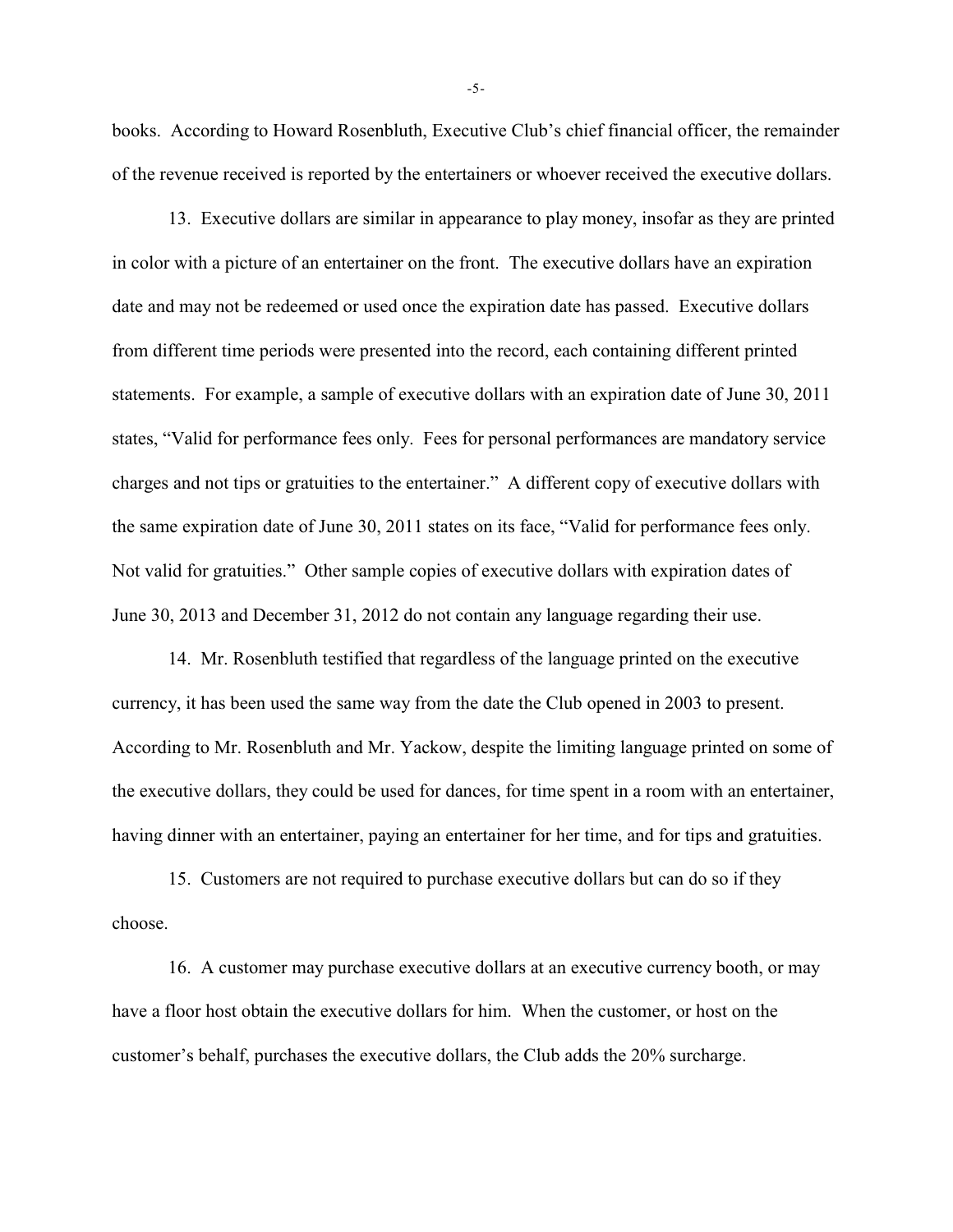books. According to Howard Rosenbluth, Executive Club's chief financial officer, the remainder of the revenue received is reported by the entertainers or whoever received the executive dollars.

13. Executive dollars are similar in appearance to play money, insofar as they are printed in color with a picture of an entertainer on the front. The executive dollars have an expiration date and may not be redeemed or used once the expiration date has passed. Executive dollars from different time periods were presented into the record, each containing different printed statements. For example, a sample of executive dollars with an expiration date of June 30, 2011 states, "Valid for performance fees only. Fees for personal performances are mandatory service charges and not tips or gratuities to the entertainer." A different copy of executive dollars with the same expiration date of June 30, 2011 states on its face, "Valid for performance fees only. Not valid for gratuities." Other sample copies of executive dollars with expiration dates of June 30, 2013 and December 31, 2012 do not contain any language regarding their use.

14. Mr. Rosenbluth testified that regardless of the language printed on the executive currency, it has been used the same way from the date the Club opened in 2003 to present. According to Mr. Rosenbluth and Mr. Yackow, despite the limiting language printed on some of the executive dollars, they could be used for dances, for time spent in a room with an entertainer, having dinner with an entertainer, paying an entertainer for her time, and for tips and gratuities.

15. Customers are not required to purchase executive dollars but can do so if they choose.

16. A customer may purchase executive dollars at an executive currency booth, or may have a floor host obtain the executive dollars for him. When the customer, or host on the customer's behalf, purchases the executive dollars, the Club adds the 20% surcharge.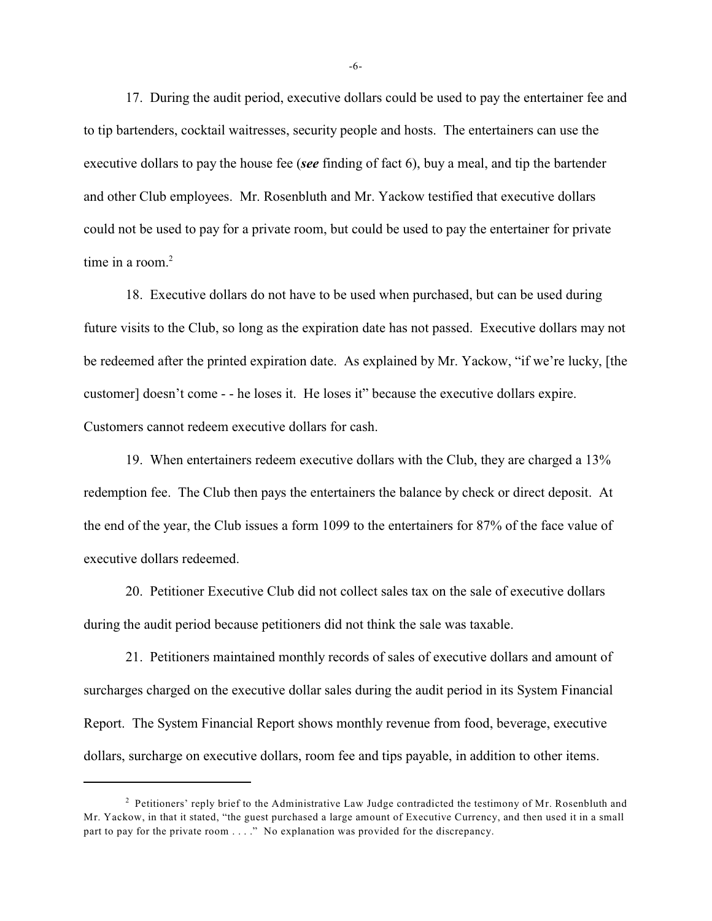17. During the audit period, executive dollars could be used to pay the entertainer fee and to tip bartenders, cocktail waitresses, security people and hosts. The entertainers can use the executive dollars to pay the house fee (***see*** finding of fact 6), buy a meal, and tip the bartender and other Club employees. Mr. Rosenbluth and Mr. Yackow testified that executive dollars could not be used to pay for a private room, but could be used to pay the entertainer for private time in a room.[2]

18. Executive dollars do not have to be used when purchased, but can be used during future visits to the Club, so long as the expiration date has not passed. Executive dollars may not be redeemed after the printed expiration date. As explained by Mr. Yackow, "if we're lucky, [the customer] doesn't come - - he loses it. He loses it" because the executive dollars expire. Customers cannot redeem executive dollars for cash.

19. When entertainers redeem executive dollars with the Club, they are charged a 13% redemption fee. The Club then pays the entertainers the balance by check or direct deposit. At the end of the year, the Club issues a form 1099 to the entertainers for 87% of the face value of executive dollars redeemed.

20. Petitioner Executive Club did not collect sales tax on the sale of executive dollars during the audit period because petitioners did not think the sale was taxable.

21. Petitioners maintained monthly records of sales of executive dollars and amount of surcharges charged on the executive dollar sales during the audit period in its System Financial Report. The System Financial Report shows monthly revenue from food, beverage, executive dollars, surcharge on executive dollars, room fee and tips payable, in addition to other items.

---

[2] Petitioners' reply brief to the Administrative Law Judge contradicted the testimony of Mr. Rosenbluth and Mr. Yackow, in that it stated, "the guest purchased a large amount of Executive Currency, and then used it in a small part to pay for the private room . . . ." No explanation was provided for the discrepancy.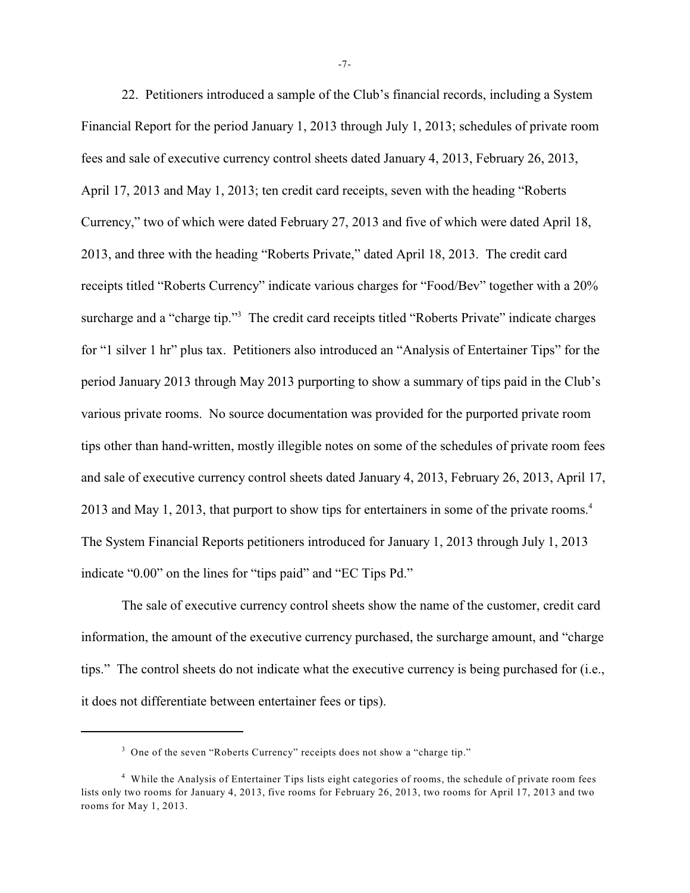22. Petitioners introduced a sample of the Club's financial records, including a System Financial Report for the period January 1, 2013 through July 1, 2013; schedules of private room fees and sale of executive currency control sheets dated January 4, 2013, February 26, 2013, April 17, 2013 and May 1, 2013; ten credit card receipts, seven with the heading "Roberts Currency," two of which were dated February 27, 2013 and five of which were dated April 18, 2013, and three with the heading "Roberts Private," dated April 18, 2013. The credit card receipts titled "Roberts Currency" indicate various charges for "Food/Bev" together with a 20% surcharge and a "charge tip."[3] The credit card receipts titled "Roberts Private" indicate charges for "1 silver 1 hr" plus tax. Petitioners also introduced an "Analysis of Entertainer Tips" for the period January 2013 through May 2013 purporting to show a summary of tips paid in the Club's various private rooms. No source documentation was provided for the purported private room tips other than hand-written, mostly illegible notes on some of the schedules of private room fees and sale of executive currency control sheets dated January 4, 2013, February 26, 2013, April 17, 2013 and May 1, 2013, that purport to show tips for entertainers in some of the private rooms.[4] The System Financial Reports petitioners introduced for January 1, 2013 through July 1, 2013 indicate "0.00" on the lines for "tips paid" and "EC Tips Pd."

The sale of executive currency control sheets show the name of the customer, credit card information, the amount of the executive currency purchased, the surcharge amount, and "charge tips." The control sheets do not indicate what the executive currency is being purchased for (i.e., it does not differentiate between entertainer fees or tips).

---

[3] One of the seven "Roberts Currency" receipts does not show a "charge tip."

[4] While the Analysis of Entertainer Tips lists eight categories of rooms, the schedule of private room fees lists only two rooms for January 4, 2013, five rooms for February 26, 2013, two rooms for April 17, 2013 and two rooms for May 1, 2013.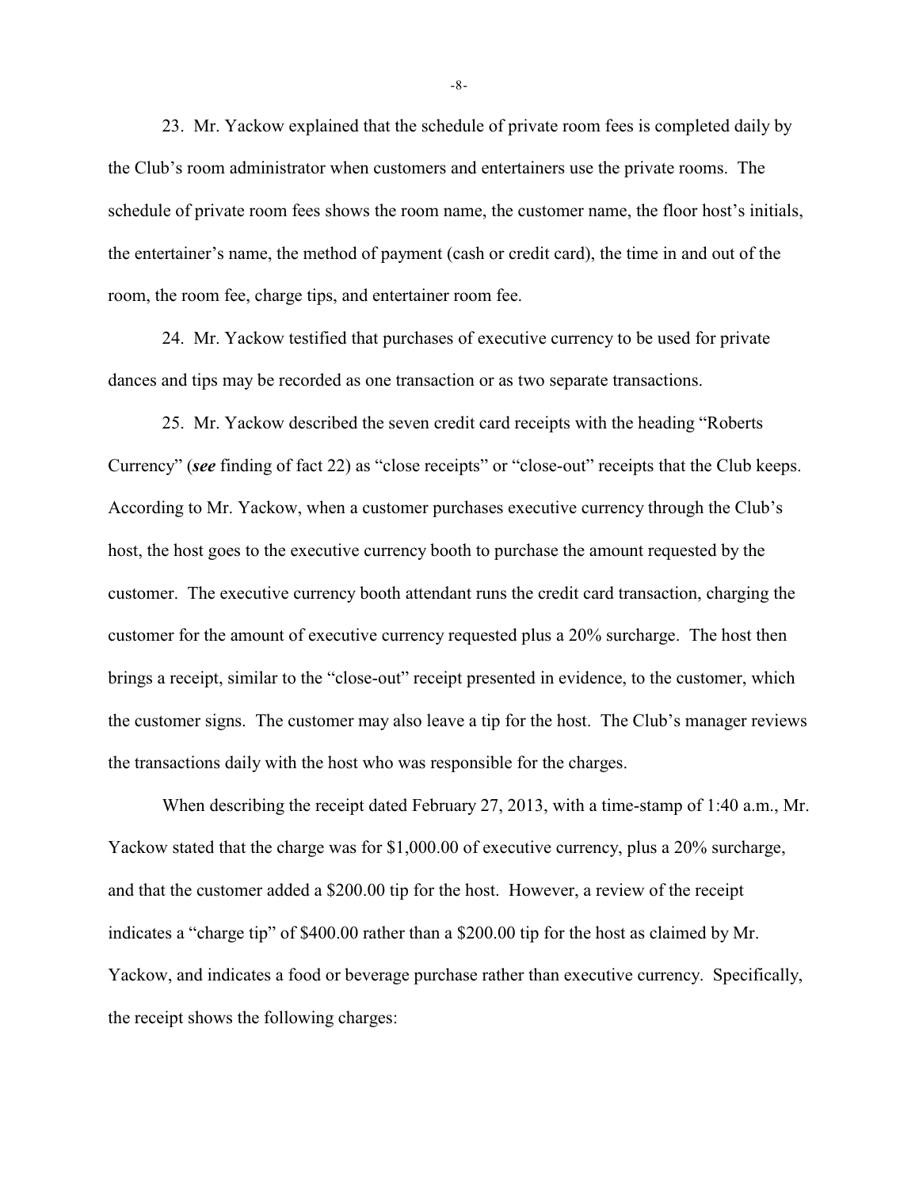23. Mr. Yackow explained that the schedule of private room fees is completed daily by the Club's room administrator when customers and entertainers use the private rooms. The schedule of private room fees shows the room name, the customer name, the floor host's initials, the entertainer's name, the method of payment (cash or credit card), the time in and out of the room, the room fee, charge tips, and entertainer room fee.

24. Mr. Yackow testified that purchases of executive currency to be used for private dances and tips may be recorded as one transaction or as two separate transactions.

25. Mr. Yackow described the seven credit card receipts with the heading "Roberts Currency" (***see*** finding of fact 22) as "close receipts" or "close-out" receipts that the Club keeps. According to Mr. Yackow, when a customer purchases executive currency through the Club's host, the host goes to the executive currency booth to purchase the amount requested by the customer. The executive currency booth attendant runs the credit card transaction, charging the customer for the amount of executive currency requested plus a 20% surcharge. The host then brings a receipt, similar to the "close-out" receipt presented in evidence, to the customer, which the customer signs. The customer may also leave a tip for the host. The Club's manager reviews the transactions daily with the host who was responsible for the charges.

When describing the receipt dated February 27, 2013, with a time-stamp of 1:40 a.m., Mr. Yackow stated that the charge was for $1,000.00 of executive currency, plus a 20% surcharge, and that the customer added a $200.00 tip for the host. However, a review of the receipt indicates a "charge tip" of $400.00 rather than a $200.00 tip for the host as claimed by Mr. Yackow, and indicates a food or beverage purchase rather than executive currency. Specifically, the receipt shows the following charges: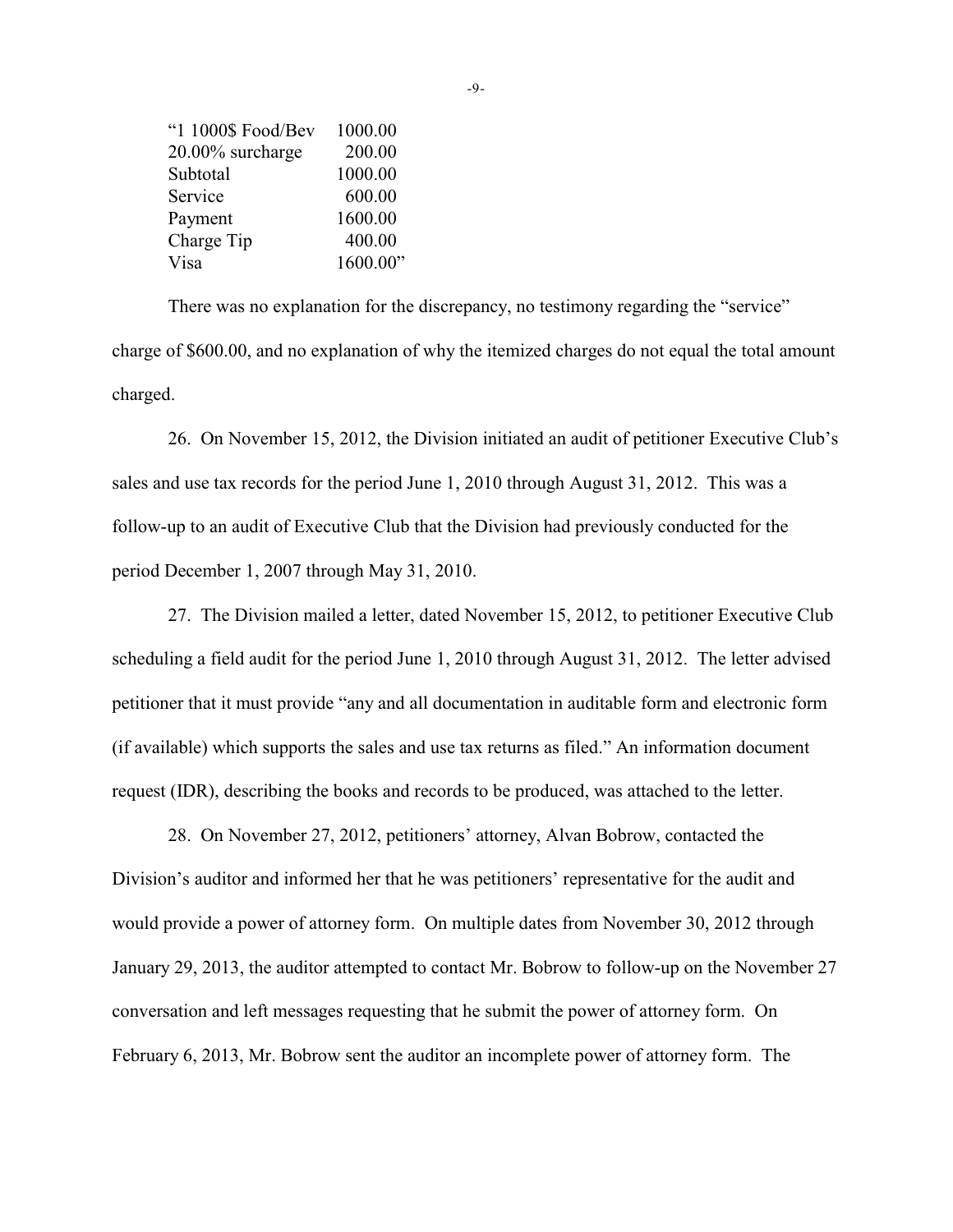| | |
|---|---|
| “1 1000$ Food/Bev | 1000.00 |
| 20.00% surcharge | 200.00 |
| Subtotal | 1000.00 |
| Service | 600.00 |
| Payment | 1600.00 |
| Charge Tip | 400.00 |
| Visa | 1600.00” |

There was no explanation for the discrepancy, no testimony regarding the “service” charge of $600.00, and no explanation of why the itemized charges do not equal the total amount charged.

26. On November 15, 2012, the Division initiated an audit of petitioner Executive Club’s sales and use tax records for the period June 1, 2010 through August 31, 2012. This was a follow-up to an audit of Executive Club that the Division had previously conducted for the period December 1, 2007 through May 31, 2010.

27. The Division mailed a letter, dated November 15, 2012, to petitioner Executive Club scheduling a field audit for the period June 1, 2010 through August 31, 2012. The letter advised petitioner that it must provide “any and all documentation in auditable form and electronic form (if available) which supports the sales and use tax returns as filed.” An information document request (IDR), describing the books and records to be produced, was attached to the letter.

28. On November 27, 2012, petitioners’ attorney, Alvan Bobrow, contacted the Division’s auditor and informed her that he was petitioners’ representative for the audit and would provide a power of attorney form. On multiple dates from November 30, 2012 through January 29, 2013, the auditor attempted to contact Mr. Bobrow to follow-up on the November 27 conversation and left messages requesting that he submit the power of attorney form. On February 6, 2013, Mr. Bobrow sent the auditor an incomplete power of attorney form. The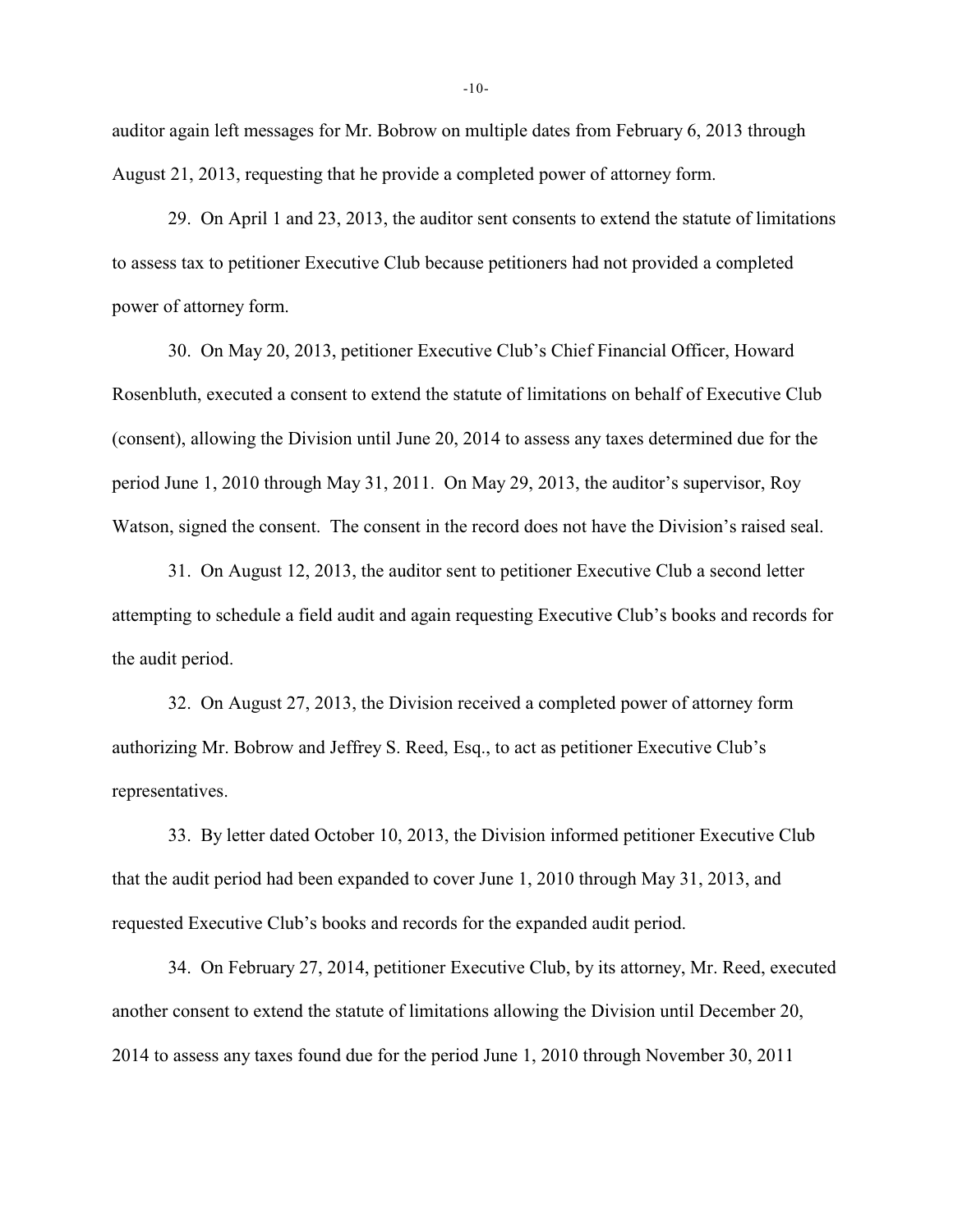auditor again left messages for Mr. Bobrow on multiple dates from February 6, 2013 through August 21, 2013, requesting that he provide a completed power of attorney form.

29. On April 1 and 23, 2013, the auditor sent consents to extend the statute of limitations to assess tax to petitioner Executive Club because petitioners had not provided a completed power of attorney form.

30. On May 20, 2013, petitioner Executive Club's Chief Financial Officer, Howard Rosenbluth, executed a consent to extend the statute of limitations on behalf of Executive Club (consent), allowing the Division until June 20, 2014 to assess any taxes determined due for the period June 1, 2010 through May 31, 2011. On May 29, 2013, the auditor's supervisor, Roy Watson, signed the consent. The consent in the record does not have the Division's raised seal.

31. On August 12, 2013, the auditor sent to petitioner Executive Club a second letter attempting to schedule a field audit and again requesting Executive Club's books and records for the audit period.

32. On August 27, 2013, the Division received a completed power of attorney form authorizing Mr. Bobrow and Jeffrey S. Reed, Esq., to act as petitioner Executive Club's representatives.

33. By letter dated October 10, 2013, the Division informed petitioner Executive Club that the audit period had been expanded to cover June 1, 2010 through May 31, 2013, and requested Executive Club's books and records for the expanded audit period.

34. On February 27, 2014, petitioner Executive Club, by its attorney, Mr. Reed, executed another consent to extend the statute of limitations allowing the Division until December 20, 2014 to assess any taxes found due for the period June 1, 2010 through November 30, 2011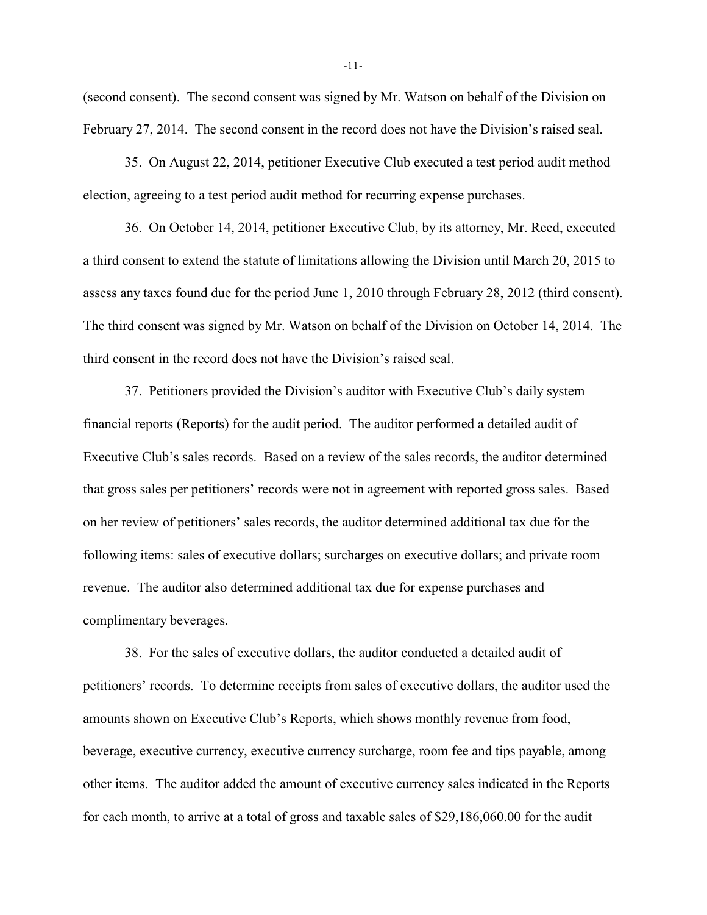(second consent). The second consent was signed by Mr. Watson on behalf of the Division on February 27, 2014. The second consent in the record does not have the Division's raised seal.

35. On August 22, 2014, petitioner Executive Club executed a test period audit method election, agreeing to a test period audit method for recurring expense purchases.

36. On October 14, 2014, petitioner Executive Club, by its attorney, Mr. Reed, executed a third consent to extend the statute of limitations allowing the Division until March 20, 2015 to assess any taxes found due for the period June 1, 2010 through February 28, 2012 (third consent). The third consent was signed by Mr. Watson on behalf of the Division on October 14, 2014. The third consent in the record does not have the Division's raised seal.

37. Petitioners provided the Division's auditor with Executive Club's daily system financial reports (Reports) for the audit period. The auditor performed a detailed audit of Executive Club's sales records. Based on a review of the sales records, the auditor determined that gross sales per petitioners' records were not in agreement with reported gross sales. Based on her review of petitioners' sales records, the auditor determined additional tax due for the following items: sales of executive dollars; surcharges on executive dollars; and private room revenue. The auditor also determined additional tax due for expense purchases and complimentary beverages.

38. For the sales of executive dollars, the auditor conducted a detailed audit of petitioners' records. To determine receipts from sales of executive dollars, the auditor used the amounts shown on Executive Club's Reports, which shows monthly revenue from food, beverage, executive currency, executive currency surcharge, room fee and tips payable, among other items. The auditor added the amount of executive currency sales indicated in the Reports for each month, to arrive at a total of gross and taxable sales of $29,186,060.00 for the audit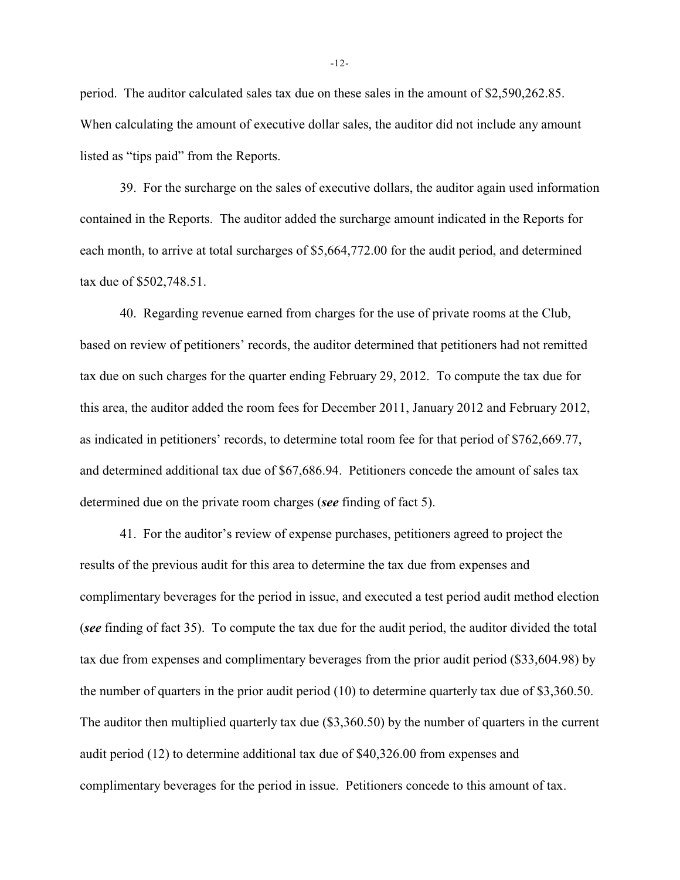period. The auditor calculated sales tax due on these sales in the amount of $2,590,262.85. When calculating the amount of executive dollar sales, the auditor did not include any amount listed as "tips paid" from the Reports.

39. For the surcharge on the sales of executive dollars, the auditor again used information contained in the Reports. The auditor added the surcharge amount indicated in the Reports for each month, to arrive at total surcharges of $5,664,772.00 for the audit period, and determined tax due of $502,748.51.

40. Regarding revenue earned from charges for the use of private rooms at the Club, based on review of petitioners' records, the auditor determined that petitioners had not remitted tax due on such charges for the quarter ending February 29, 2012. To compute the tax due for this area, the auditor added the room fees for December 2011, January 2012 and February 2012, as indicated in petitioners' records, to determine total room fee for that period of $762,669.77, and determined additional tax due of $67,686.94. Petitioners concede the amount of sales tax determined due on the private room charges (***see*** finding of fact 5).

41. For the auditor's review of expense purchases, petitioners agreed to project the results of the previous audit for this area to determine the tax due from expenses and complimentary beverages for the period in issue, and executed a test period audit method election (***see*** finding of fact 35). To compute the tax due for the audit period, the auditor divided the total tax due from expenses and complimentary beverages from the prior audit period ($33,604.98) by the number of quarters in the prior audit period (10) to determine quarterly tax due of $3,360.50. The auditor then multiplied quarterly tax due ($3,360.50) by the number of quarters in the current audit period (12) to determine additional tax due of $40,326.00 from expenses and complimentary beverages for the period in issue. Petitioners concede to this amount of tax.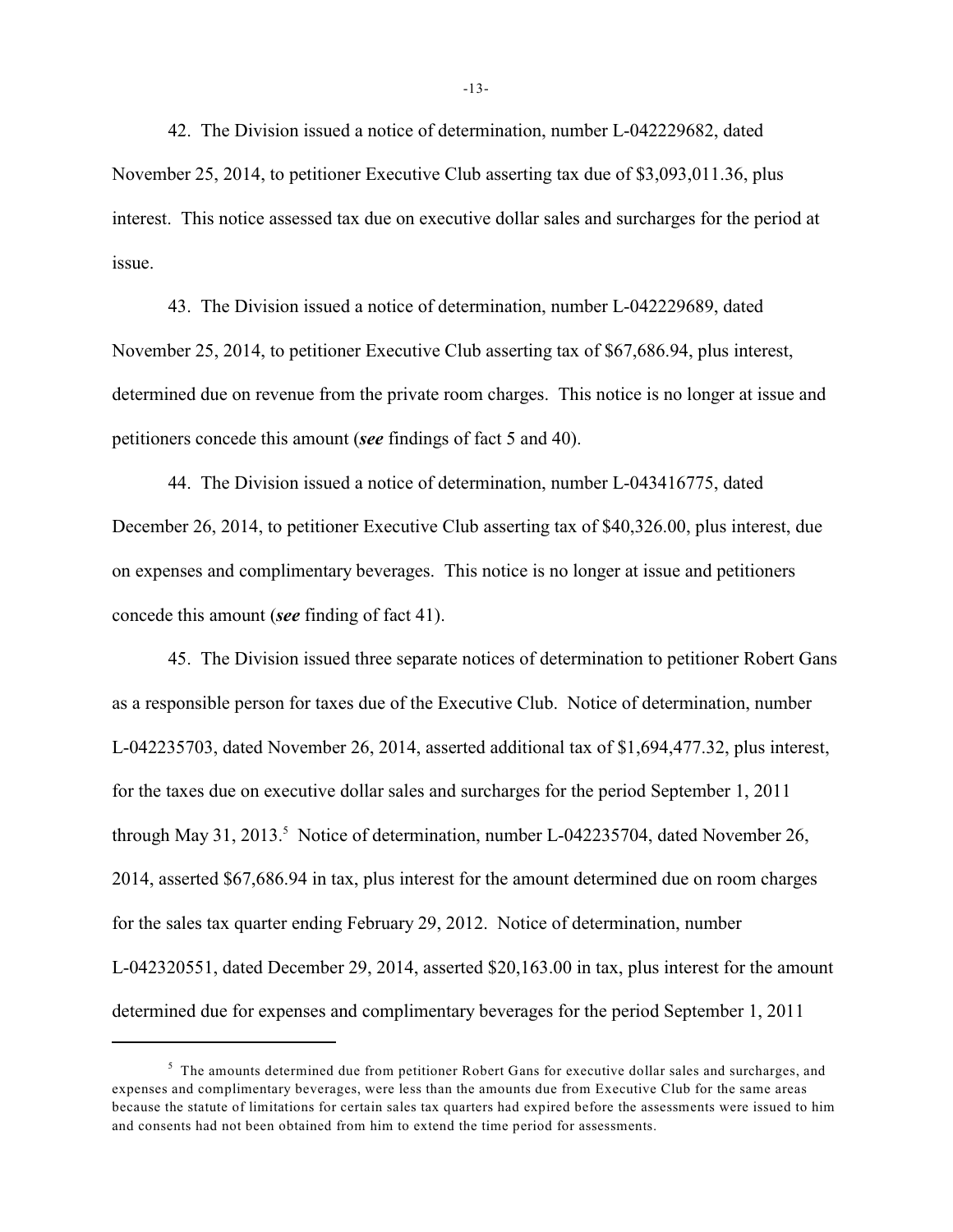42. The Division issued a notice of determination, number L-042229682, dated November 25, 2014, to petitioner Executive Club asserting tax due of $3,093,011.36, plus interest. This notice assessed tax due on executive dollar sales and surcharges for the period at issue.

43. The Division issued a notice of determination, number L-042229689, dated November 25, 2014, to petitioner Executive Club asserting tax of $67,686.94, plus interest, determined due on revenue from the private room charges. This notice is no longer at issue and petitioners concede this amount (***see*** findings of fact 5 and 40).

44. The Division issued a notice of determination, number L-043416775, dated December 26, 2014, to petitioner Executive Club asserting tax of $40,326.00, plus interest, due on expenses and complimentary beverages. This notice is no longer at issue and petitioners concede this amount (***see*** finding of fact 41).

45. The Division issued three separate notices of determination to petitioner Robert Gans as a responsible person for taxes due of the Executive Club. Notice of determination, number L-042235703, dated November 26, 2014, asserted additional tax of $1,694,477.32, plus interest, for the taxes due on executive dollar sales and surcharges for the period September 1, 2011 through May 31, 2013.[5] Notice of determination, number L-042235704, dated November 26, 2014, asserted $67,686.94 in tax, plus interest for the amount determined due on room charges for the sales tax quarter ending February 29, 2012. Notice of determination, number L-042320551, dated December 29, 2014, asserted $20,163.00 in tax, plus interest for the amount determined due for expenses and complimentary beverages for the period September 1, 2011

---

[5] The amounts determined due from petitioner Robert Gans for executive dollar sales and surcharges, and expenses and complimentary beverages, were less than the amounts due from Executive Club for the same areas because the statute of limitations for certain sales tax quarters had expired before the assessments were issued to him and consents had not been obtained from him to extend the time period for assessments.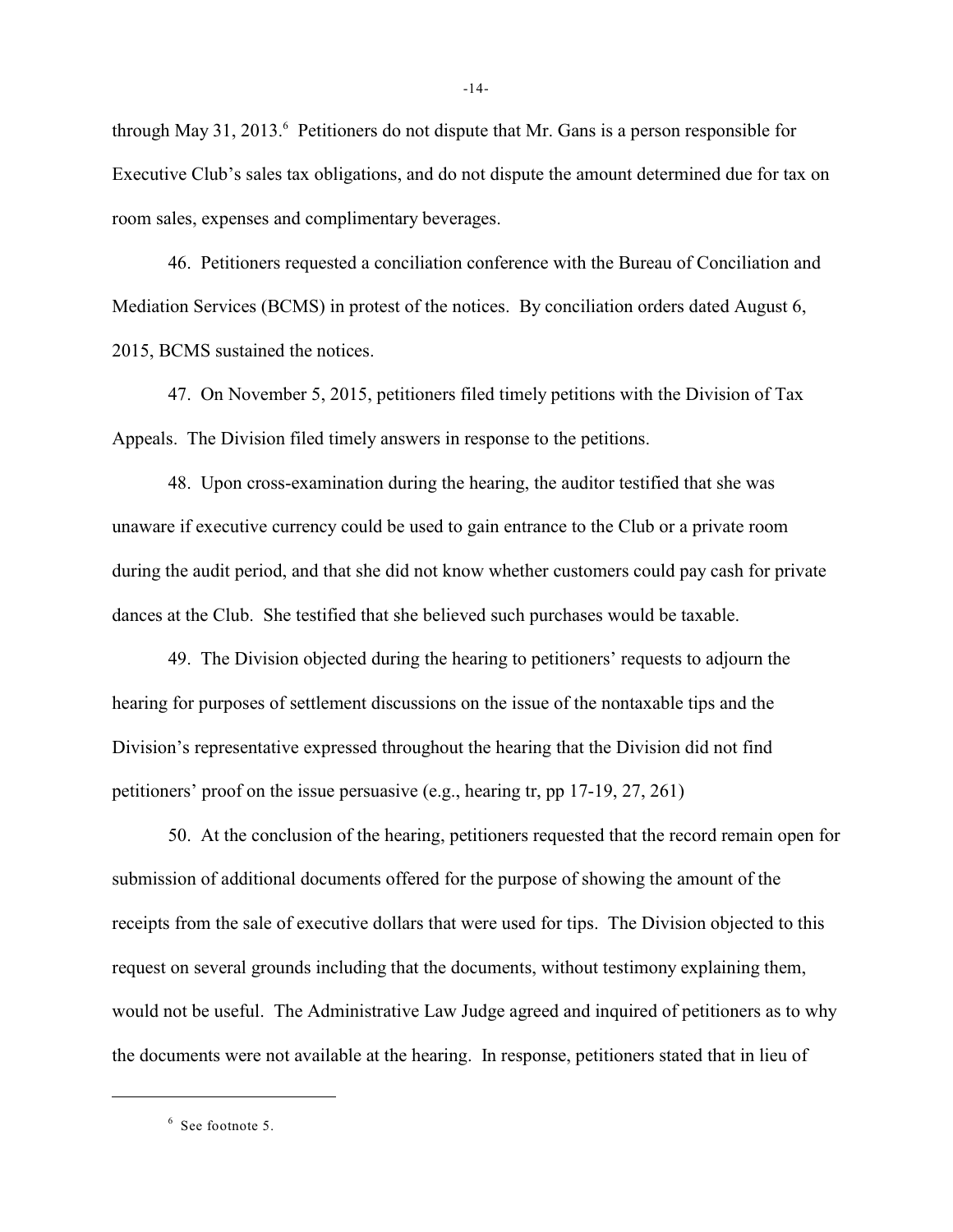through May 31, 2013.[6] Petitioners do not dispute that Mr. Gans is a person responsible for Executive Club's sales tax obligations, and do not dispute the amount determined due for tax on room sales, expenses and complimentary beverages.

46. Petitioners requested a conciliation conference with the Bureau of Conciliation and Mediation Services (BCMS) in protest of the notices. By conciliation orders dated August 6, 2015, BCMS sustained the notices.

47. On November 5, 2015, petitioners filed timely petitions with the Division of Tax Appeals. The Division filed timely answers in response to the petitions.

48. Upon cross-examination during the hearing, the auditor testified that she was unaware if executive currency could be used to gain entrance to the Club or a private room during the audit period, and that she did not know whether customers could pay cash for private dances at the Club. She testified that she believed such purchases would be taxable.

49. The Division objected during the hearing to petitioners' requests to adjourn the hearing for purposes of settlement discussions on the issue of the nontaxable tips and the Division's representative expressed throughout the hearing that the Division did not find petitioners' proof on the issue persuasive (e.g., hearing tr, pp 17-19, 27, 261)

50. At the conclusion of the hearing, petitioners requested that the record remain open for submission of additional documents offered for the purpose of showing the amount of the receipts from the sale of executive dollars that were used for tips. The Division objected to this request on several grounds including that the documents, without testimony explaining them, would not be useful. The Administrative Law Judge agreed and inquired of petitioners as to why the documents were not available at the hearing. In response, petitioners stated that in lieu of

---

[6] See footnote 5.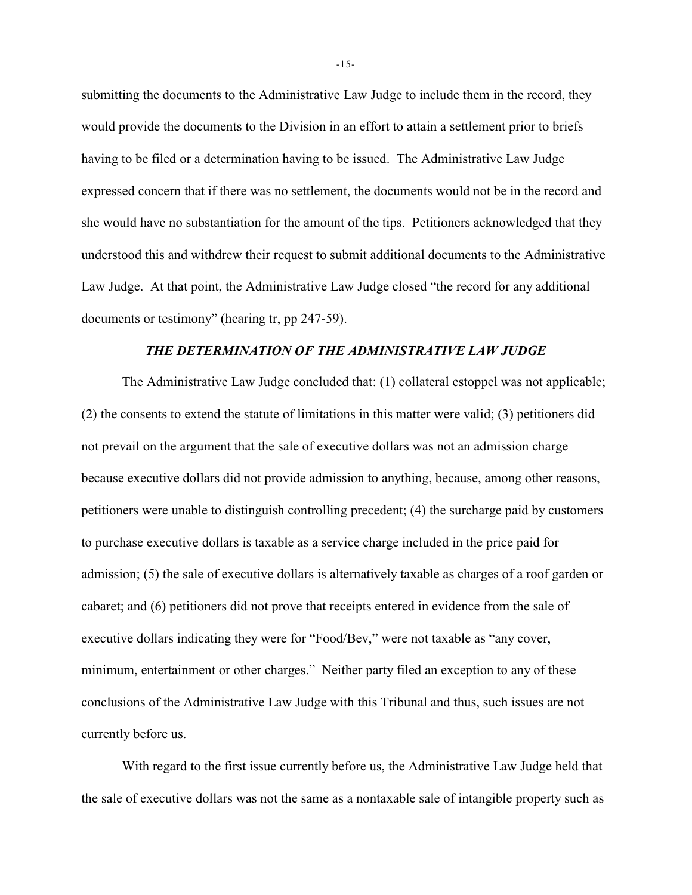submitting the documents to the Administrative Law Judge to include them in the record, they would provide the documents to the Division in an effort to attain a settlement prior to briefs having to be filed or a determination having to be issued. The Administrative Law Judge expressed concern that if there was no settlement, the documents would not be in the record and she would have no substantiation for the amount of the tips. Petitioners acknowledged that they understood this and withdrew their request to submit additional documents to the Administrative Law Judge. At that point, the Administrative Law Judge closed "the record for any additional documents or testimony" (hearing tr, pp 247-59).

### *THE DETERMINATION OF THE ADMINISTRATIVE LAW JUDGE*

The Administrative Law Judge concluded that: (1) collateral estoppel was not applicable; (2) the consents to extend the statute of limitations in this matter were valid; (3) petitioners did not prevail on the argument that the sale of executive dollars was not an admission charge because executive dollars did not provide admission to anything, because, among other reasons, petitioners were unable to distinguish controlling precedent; (4) the surcharge paid by customers to purchase executive dollars is taxable as a service charge included in the price paid for admission; (5) the sale of executive dollars is alternatively taxable as charges of a roof garden or cabaret; and (6) petitioners did not prove that receipts entered in evidence from the sale of executive dollars indicating they were for "Food/Bev," were not taxable as "any cover, minimum, entertainment or other charges." Neither party filed an exception to any of these conclusions of the Administrative Law Judge with this Tribunal and thus, such issues are not currently before us.

With regard to the first issue currently before us, the Administrative Law Judge held that the sale of executive dollars was not the same as a nontaxable sale of intangible property such as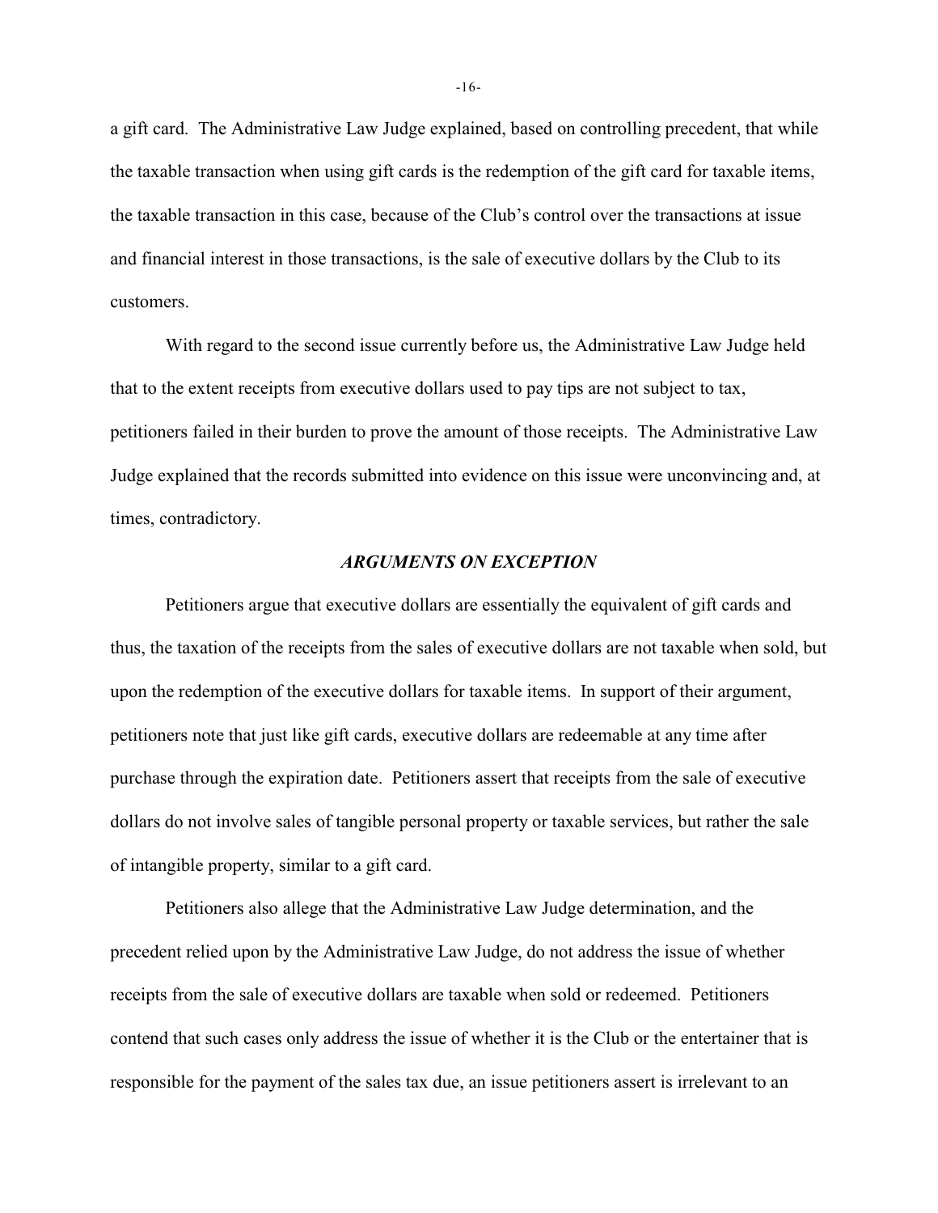a gift card. The Administrative Law Judge explained, based on controlling precedent, that while the taxable transaction when using gift cards is the redemption of the gift card for taxable items, the taxable transaction in this case, because of the Club's control over the transactions at issue and financial interest in those transactions, is the sale of executive dollars by the Club to its customers.

With regard to the second issue currently before us, the Administrative Law Judge held that to the extent receipts from executive dollars used to pay tips are not subject to tax, petitioners failed in their burden to prove the amount of those receipts. The Administrative Law Judge explained that the records submitted into evidence on this issue were unconvincing and, at times, contradictory.

### *ARGUMENTS ON EXCEPTION*

Petitioners argue that executive dollars are essentially the equivalent of gift cards and thus, the taxation of the receipts from the sales of executive dollars are not taxable when sold, but upon the redemption of the executive dollars for taxable items. In support of their argument, petitioners note that just like gift cards, executive dollars are redeemable at any time after purchase through the expiration date. Petitioners assert that receipts from the sale of executive dollars do not involve sales of tangible personal property or taxable services, but rather the sale of intangible property, similar to a gift card.

Petitioners also allege that the Administrative Law Judge determination, and the precedent relied upon by the Administrative Law Judge, do not address the issue of whether receipts from the sale of executive dollars are taxable when sold or redeemed. Petitioners contend that such cases only address the issue of whether it is the Club or the entertainer that is responsible for the payment of the sales tax due, an issue petitioners assert is irrelevant to an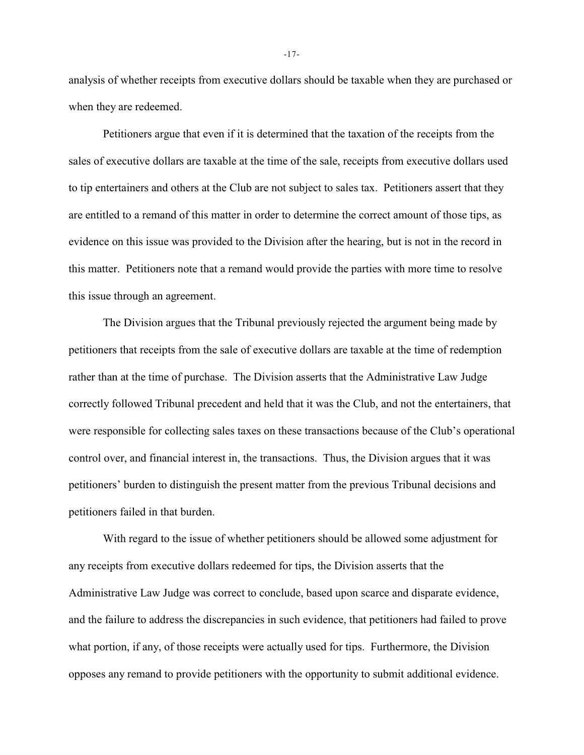analysis of whether receipts from executive dollars should be taxable when they are purchased or when they are redeemed.

Petitioners argue that even if it is determined that the taxation of the receipts from the sales of executive dollars are taxable at the time of the sale, receipts from executive dollars used to tip entertainers and others at the Club are not subject to sales tax. Petitioners assert that they are entitled to a remand of this matter in order to determine the correct amount of those tips, as evidence on this issue was provided to the Division after the hearing, but is not in the record in this matter. Petitioners note that a remand would provide the parties with more time to resolve this issue through an agreement.

The Division argues that the Tribunal previously rejected the argument being made by petitioners that receipts from the sale of executive dollars are taxable at the time of redemption rather than at the time of purchase. The Division asserts that the Administrative Law Judge correctly followed Tribunal precedent and held that it was the Club, and not the entertainers, that were responsible for collecting sales taxes on these transactions because of the Club's operational control over, and financial interest in, the transactions. Thus, the Division argues that it was petitioners' burden to distinguish the present matter from the previous Tribunal decisions and petitioners failed in that burden.

With regard to the issue of whether petitioners should be allowed some adjustment for any receipts from executive dollars redeemed for tips, the Division asserts that the Administrative Law Judge was correct to conclude, based upon scarce and disparate evidence, and the failure to address the discrepancies in such evidence, that petitioners had failed to prove what portion, if any, of those receipts were actually used for tips. Furthermore, the Division opposes any remand to provide petitioners with the opportunity to submit additional evidence.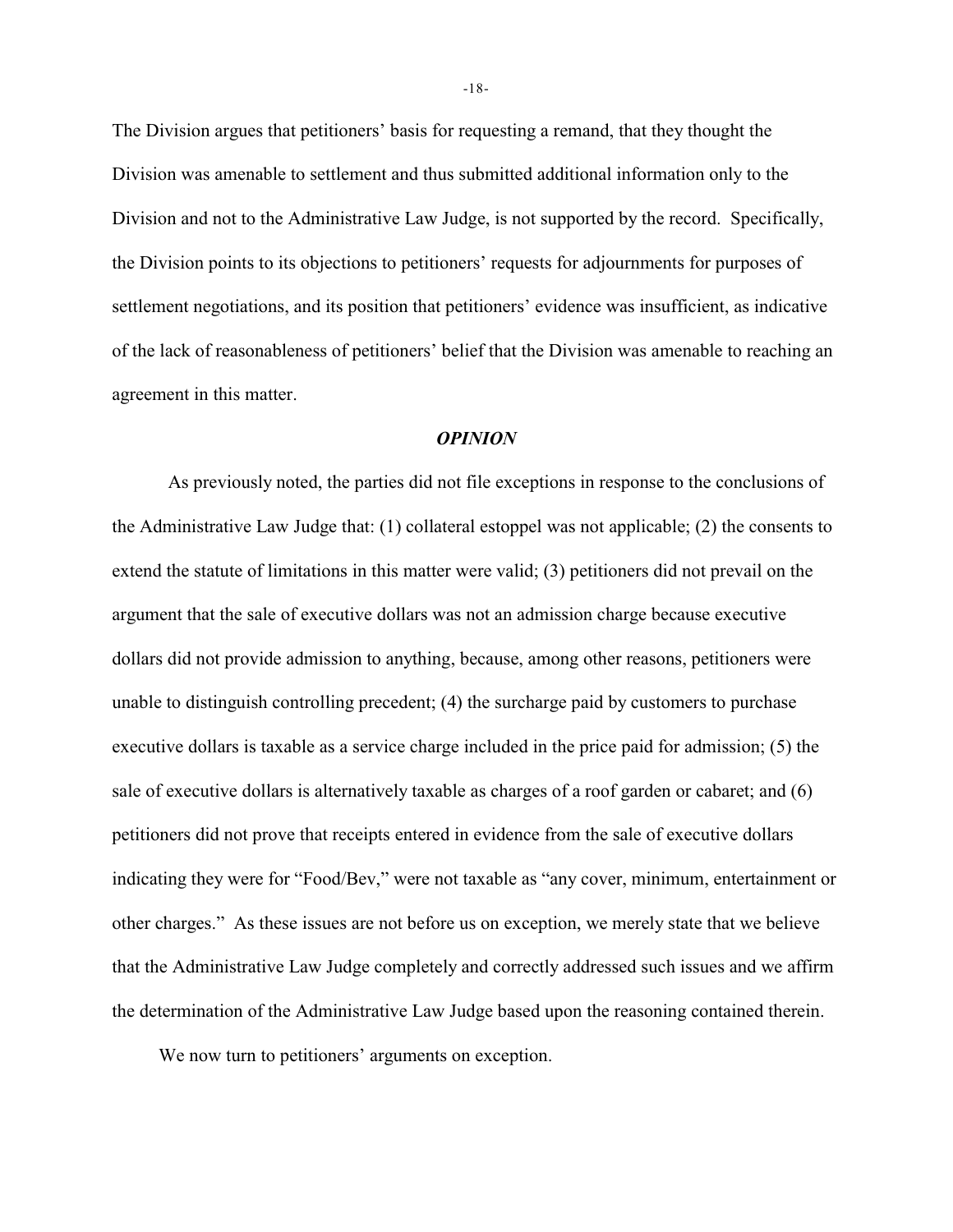The Division argues that petitioners' basis for requesting a remand, that they thought the Division was amenable to settlement and thus submitted additional information only to the Division and not to the Administrative Law Judge, is not supported by the record. Specifically, the Division points to its objections to petitioners' requests for adjournments for purposes of settlement negotiations, and its position that petitioners' evidence was insufficient, as indicative of the lack of reasonableness of petitioners' belief that the Division was amenable to reaching an agreement in this matter.

## *OPINION*

As previously noted, the parties did not file exceptions in response to the conclusions of the Administrative Law Judge that: (1) collateral estoppel was not applicable; (2) the consents to extend the statute of limitations in this matter were valid; (3) petitioners did not prevail on the argument that the sale of executive dollars was not an admission charge because executive dollars did not provide admission to anything, because, among other reasons, petitioners were unable to distinguish controlling precedent; (4) the surcharge paid by customers to purchase executive dollars is taxable as a service charge included in the price paid for admission; (5) the sale of executive dollars is alternatively taxable as charges of a roof garden or cabaret; and (6) petitioners did not prove that receipts entered in evidence from the sale of executive dollars indicating they were for "Food/Bev," were not taxable as "any cover, minimum, entertainment or other charges." As these issues are not before us on exception, we merely state that we believe that the Administrative Law Judge completely and correctly addressed such issues and we affirm the determination of the Administrative Law Judge based upon the reasoning contained therein.

We now turn to petitioners' arguments on exception.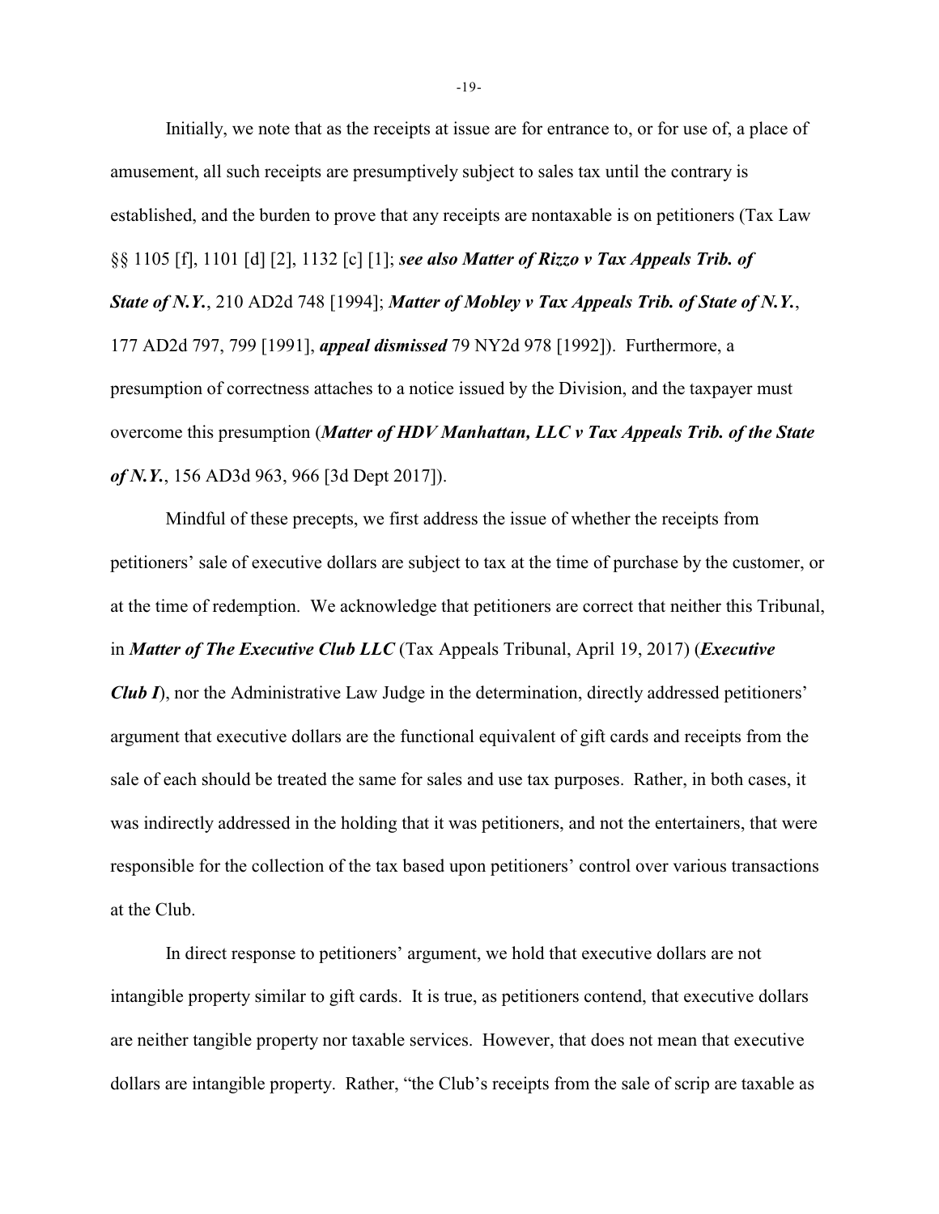Initially, we note that as the receipts at issue are for entrance to, or for use of, a place of amusement, all such receipts are presumptively subject to sales tax until the contrary is established, and the burden to prove that any receipts are nontaxable is on petitioners (Tax Law §§ 1105 [f], 1101 [d] [2], 1132 [c] [1]; ***see also Matter of Rizzo v Tax Appeals Trib. of State of N.Y.***, 210 AD2d 748 [1994]; ***Matter of Mobley v Tax Appeals Trib. of State of N.Y.***, 177 AD2d 797, 799 [1991], ***appeal dismissed*** 79 NY2d 978 [1992]). Furthermore, a presumption of correctness attaches to a notice issued by the Division, and the taxpayer must overcome this presumption (***Matter of HDV Manhattan, LLC v Tax Appeals Trib. of the State of N.Y.***, 156 AD3d 963, 966 [3d Dept 2017]).

Mindful of these precepts, we first address the issue of whether the receipts from petitioners' sale of executive dollars are subject to tax at the time of purchase by the customer, or at the time of redemption. We acknowledge that petitioners are correct that neither this Tribunal, in ***Matter of The Executive Club LLC*** (Tax Appeals Tribunal, April 19, 2017) (***Executive Club I***), nor the Administrative Law Judge in the determination, directly addressed petitioners' argument that executive dollars are the functional equivalent of gift cards and receipts from the sale of each should be treated the same for sales and use tax purposes. Rather, in both cases, it was indirectly addressed in the holding that it was petitioners, and not the entertainers, that were responsible for the collection of the tax based upon petitioners' control over various transactions at the Club.

In direct response to petitioners' argument, we hold that executive dollars are not intangible property similar to gift cards. It is true, as petitioners contend, that executive dollars are neither tangible property nor taxable services. However, that does not mean that executive dollars are intangible property. Rather, "the Club's receipts from the sale of scrip are taxable as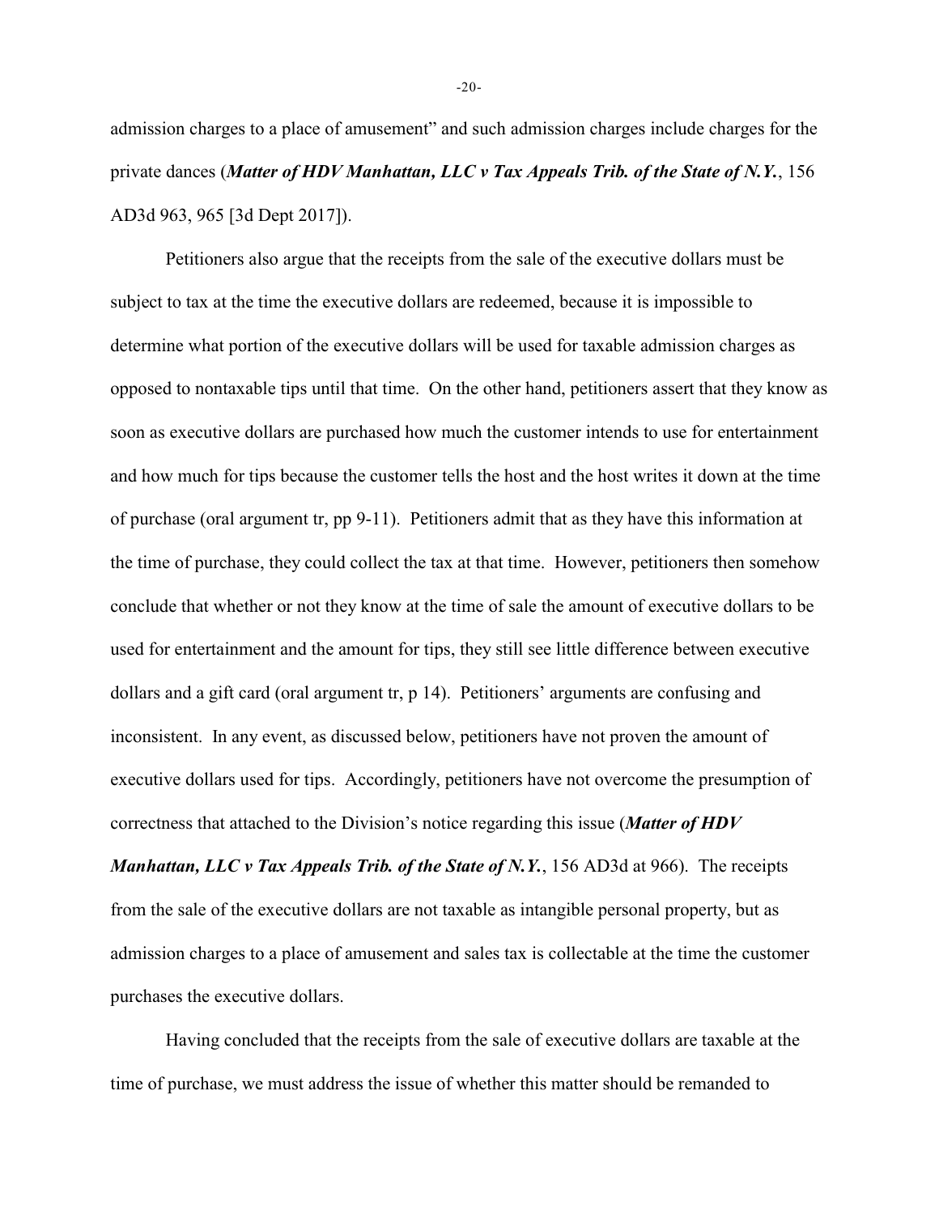admission charges to a place of amusement" and such admission charges include charges for the private dances (***Matter of HDV Manhattan, LLC v Tax Appeals Trib. of the State of N.Y.***, 156 AD3d 963, 965 [3d Dept 2017]).

Petitioners also argue that the receipts from the sale of the executive dollars must be subject to tax at the time the executive dollars are redeemed, because it is impossible to determine what portion of the executive dollars will be used for taxable admission charges as opposed to nontaxable tips until that time. On the other hand, petitioners assert that they know as soon as executive dollars are purchased how much the customer intends to use for entertainment and how much for tips because the customer tells the host and the host writes it down at the time of purchase (oral argument tr, pp 9-11). Petitioners admit that as they have this information at the time of purchase, they could collect the tax at that time. However, petitioners then somehow conclude that whether or not they know at the time of sale the amount of executive dollars to be used for entertainment and the amount for tips, they still see little difference between executive dollars and a gift card (oral argument tr, p 14). Petitioners' arguments are confusing and inconsistent. In any event, as discussed below, petitioners have not proven the amount of executive dollars used for tips. Accordingly, petitioners have not overcome the presumption of correctness that attached to the Division's notice regarding this issue (***Matter of HDV Manhattan, LLC v Tax Appeals Trib. of the State of N.Y.***, 156 AD3d at 966). The receipts from the sale of the executive dollars are not taxable as intangible personal property, but as admission charges to a place of amusement and sales tax is collectable at the time the customer purchases the executive dollars.

Having concluded that the receipts from the sale of executive dollars are taxable at the time of purchase, we must address the issue of whether this matter should be remanded to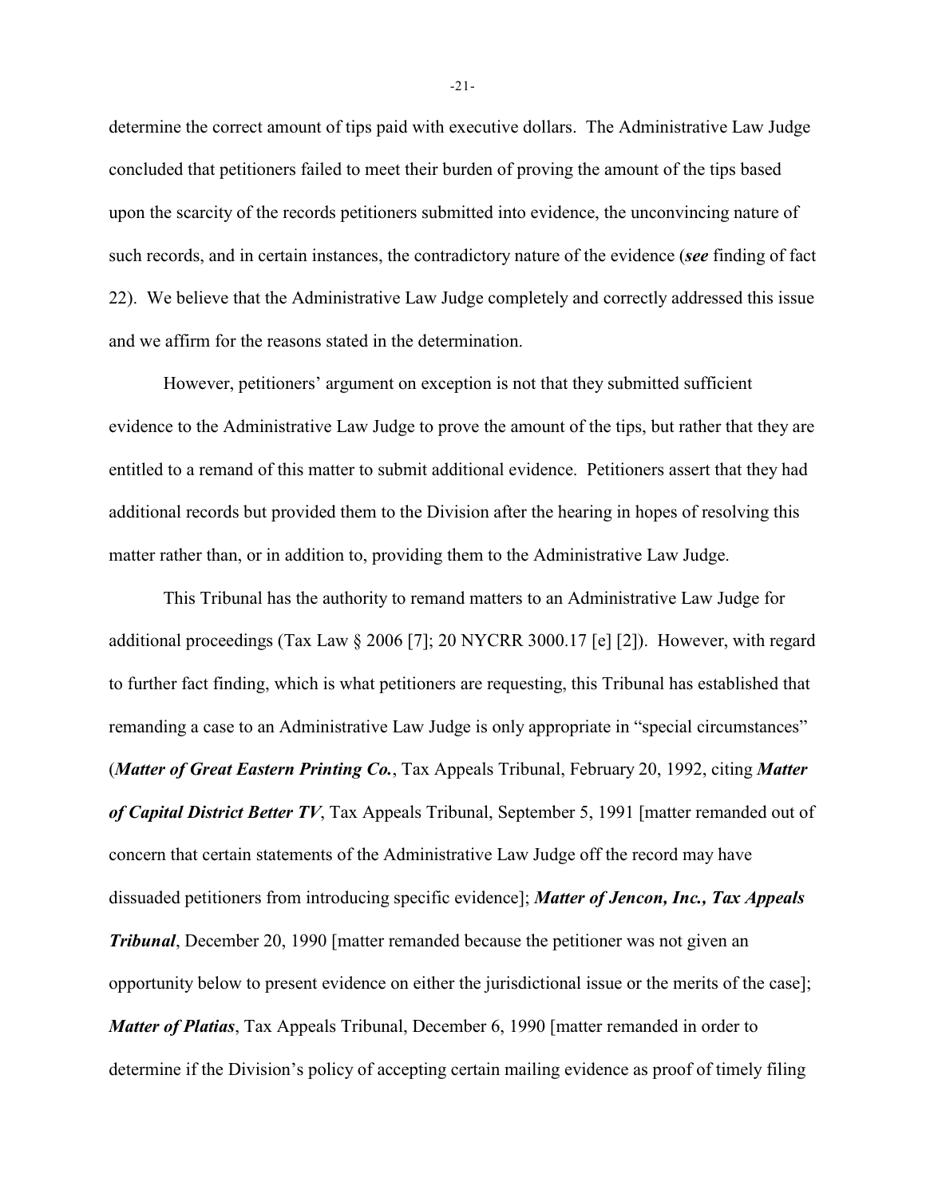determine the correct amount of tips paid with executive dollars. The Administrative Law Judge concluded that petitioners failed to meet their burden of proving the amount of the tips based upon the scarcity of the records petitioners submitted into evidence, the unconvincing nature of such records, and in certain instances, the contradictory nature of the evidence (***see*** finding of fact 22). We believe that the Administrative Law Judge completely and correctly addressed this issue and we affirm for the reasons stated in the determination.

However, petitioners' argument on exception is not that they submitted sufficient evidence to the Administrative Law Judge to prove the amount of the tips, but rather that they are entitled to a remand of this matter to submit additional evidence. Petitioners assert that they had additional records but provided them to the Division after the hearing in hopes of resolving this matter rather than, or in addition to, providing them to the Administrative Law Judge.

This Tribunal has the authority to remand matters to an Administrative Law Judge for additional proceedings (Tax Law § 2006 [7]; 20 NYCRR 3000.17 [e] [2]). However, with regard to further fact finding, which is what petitioners are requesting, this Tribunal has established that remanding a case to an Administrative Law Judge is only appropriate in "special circumstances" (***Matter of Great Eastern Printing Co.***, Tax Appeals Tribunal, February 20, 1992, citing ***Matter of Capital District Better TV***, Tax Appeals Tribunal, September 5, 1991 [matter remanded out of concern that certain statements of the Administrative Law Judge off the record may have dissuaded petitioners from introducing specific evidence]; ***Matter of Jencon, Inc., Tax Appeals Tribunal***, December 20, 1990 [matter remanded because the petitioner was not given an opportunity below to present evidence on either the jurisdictional issue or the merits of the case]; ***Matter of Platias***, Tax Appeals Tribunal, December 6, 1990 [matter remanded in order to determine if the Division's policy of accepting certain mailing evidence as proof of timely filing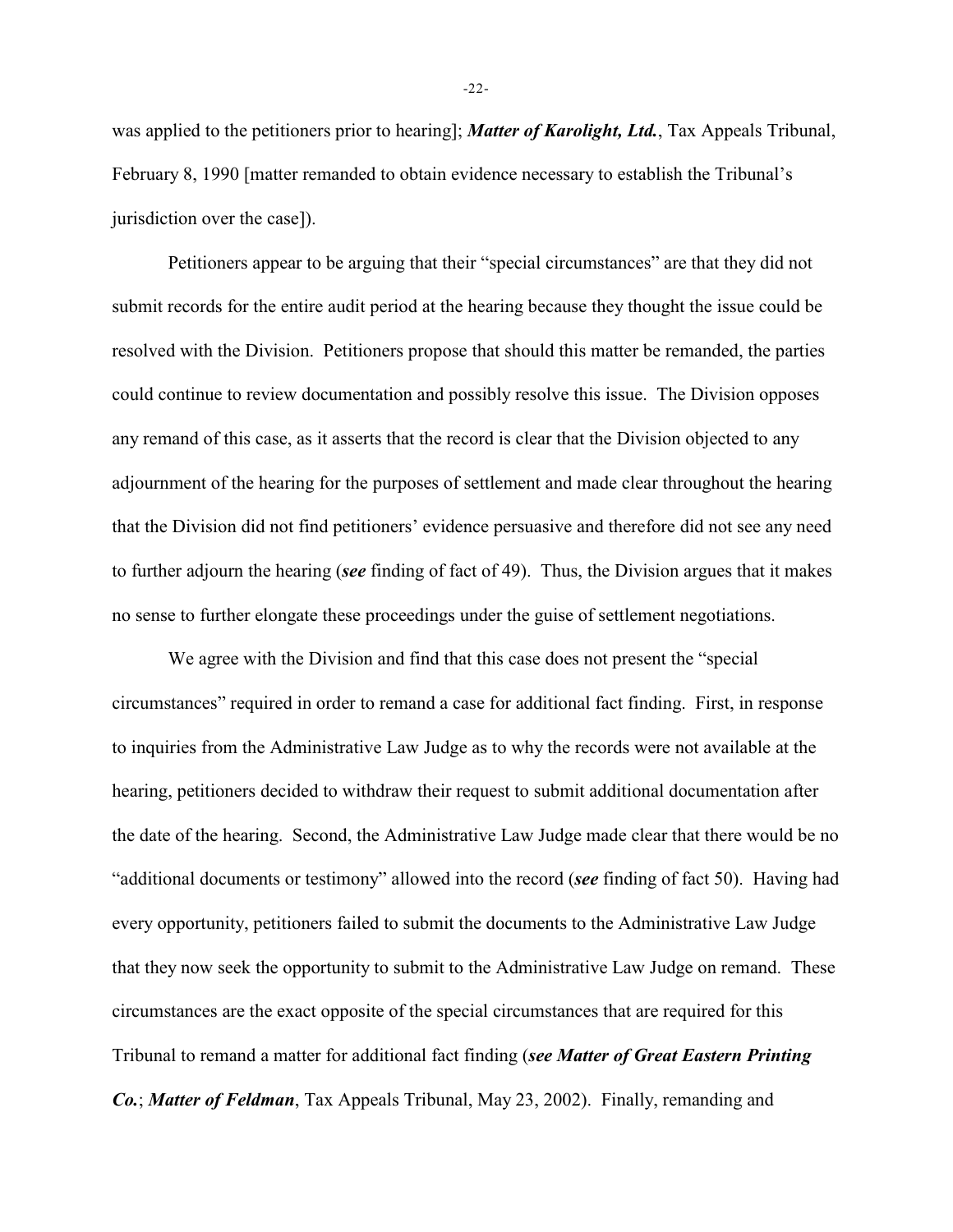was applied to the petitioners prior to hearing]; ***Matter of Karolight, Ltd.***, Tax Appeals Tribunal, February 8, 1990 [matter remanded to obtain evidence necessary to establish the Tribunal's jurisdiction over the case]).

Petitioners appear to be arguing that their "special circumstances" are that they did not submit records for the entire audit period at the hearing because they thought the issue could be resolved with the Division. Petitioners propose that should this matter be remanded, the parties could continue to review documentation and possibly resolve this issue. The Division opposes any remand of this case, as it asserts that the record is clear that the Division objected to any adjournment of the hearing for the purposes of settlement and made clear throughout the hearing that the Division did not find petitioners' evidence persuasive and therefore did not see any need to further adjourn the hearing (***see*** finding of fact of 49). Thus, the Division argues that it makes no sense to further elongate these proceedings under the guise of settlement negotiations.

We agree with the Division and find that this case does not present the "special circumstances" required in order to remand a case for additional fact finding. First, in response to inquiries from the Administrative Law Judge as to why the records were not available at the hearing, petitioners decided to withdraw their request to submit additional documentation after the date of the hearing. Second, the Administrative Law Judge made clear that there would be no "additional documents or testimony" allowed into the record (***see*** finding of fact 50). Having had every opportunity, petitioners failed to submit the documents to the Administrative Law Judge that they now seek the opportunity to submit to the Administrative Law Judge on remand. These circumstances are the exact opposite of the special circumstances that are required for this Tribunal to remand a matter for additional fact finding (***see Matter of Great Eastern Printing Co.***; ***Matter of Feldman***, Tax Appeals Tribunal, May 23, 2002). Finally, remanding and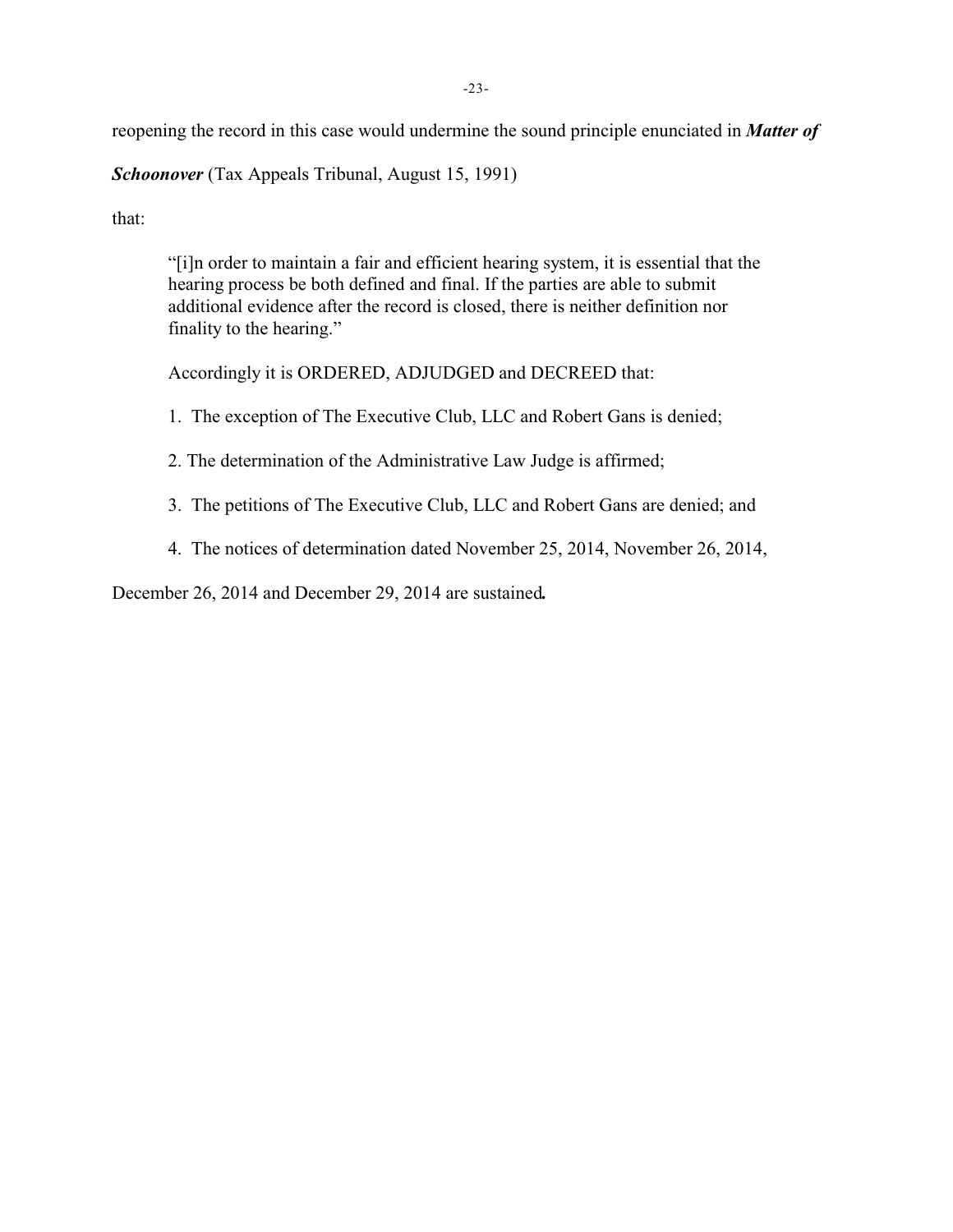reopening the record in this case would undermine the sound principle enunciated in ***Matter of Schoonover*** (Tax Appeals Tribunal, August 15, 1991)

that:

> "[i]n order to maintain a fair and efficient hearing system, it is essential that the hearing process be both defined and final. If the parties are able to submit additional evidence after the record is closed, there is neither definition nor finality to the hearing."

Accordingly it is ORDERED, ADJUDGED and DECREED that:

1. The exception of The Executive Club, LLC and Robert Gans is denied;

2. The determination of the Administrative Law Judge is affirmed;

3. The petitions of The Executive Club, LLC and Robert Gans are denied; and

4. The notices of determination dated November 25, 2014, November 26, 2014, December 26, 2014 and December 29, 2014 are sustained.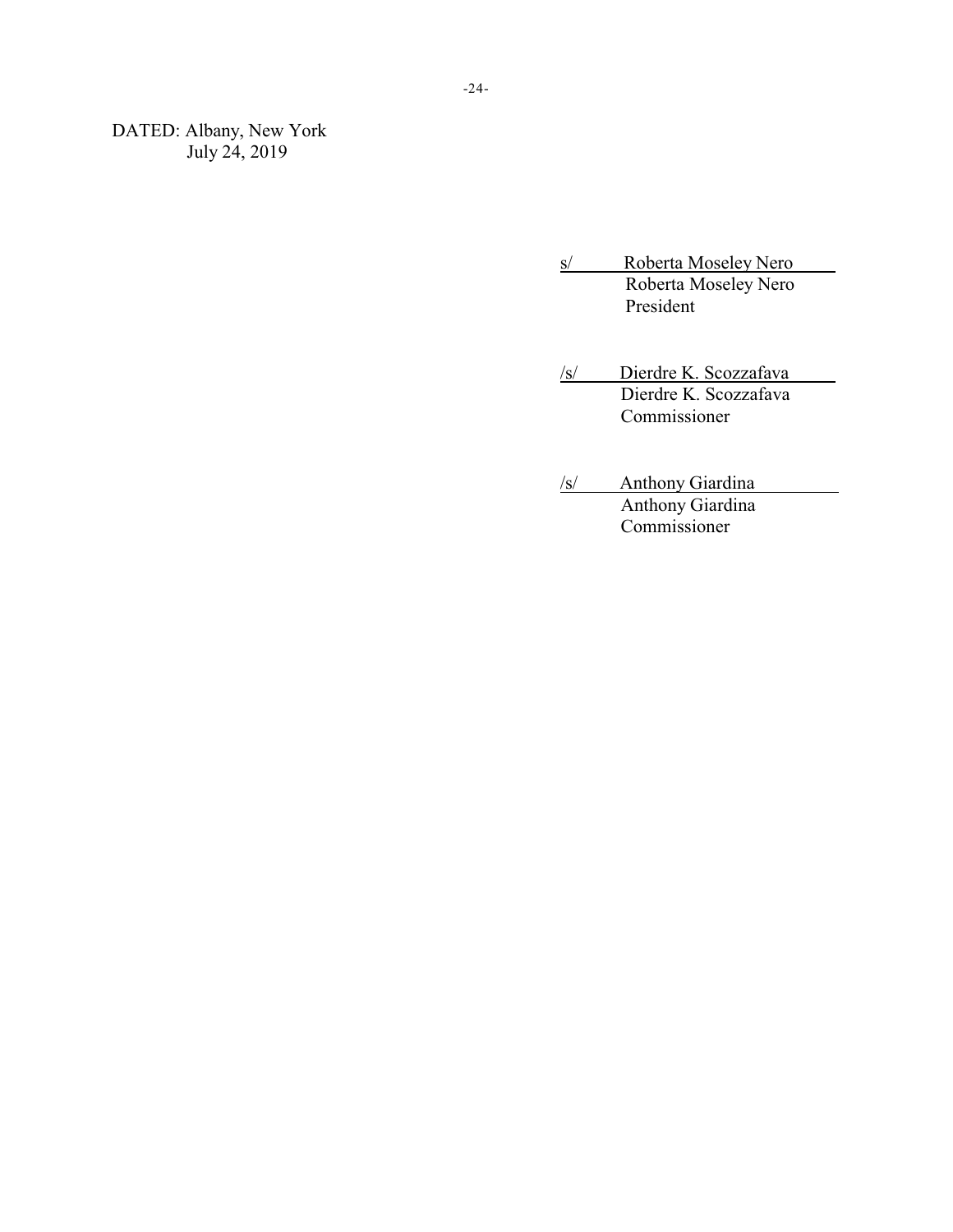DATED: Albany, New York
July 24, 2019

s/ Roberta Moseley Nero
Roberta Moseley Nero
President

/s/ Dierdre K. Scozzafava
Dierdre K. Scozzafava
Commissioner

/s/ Anthony Giardina
Anthony Giardina
Commissioner